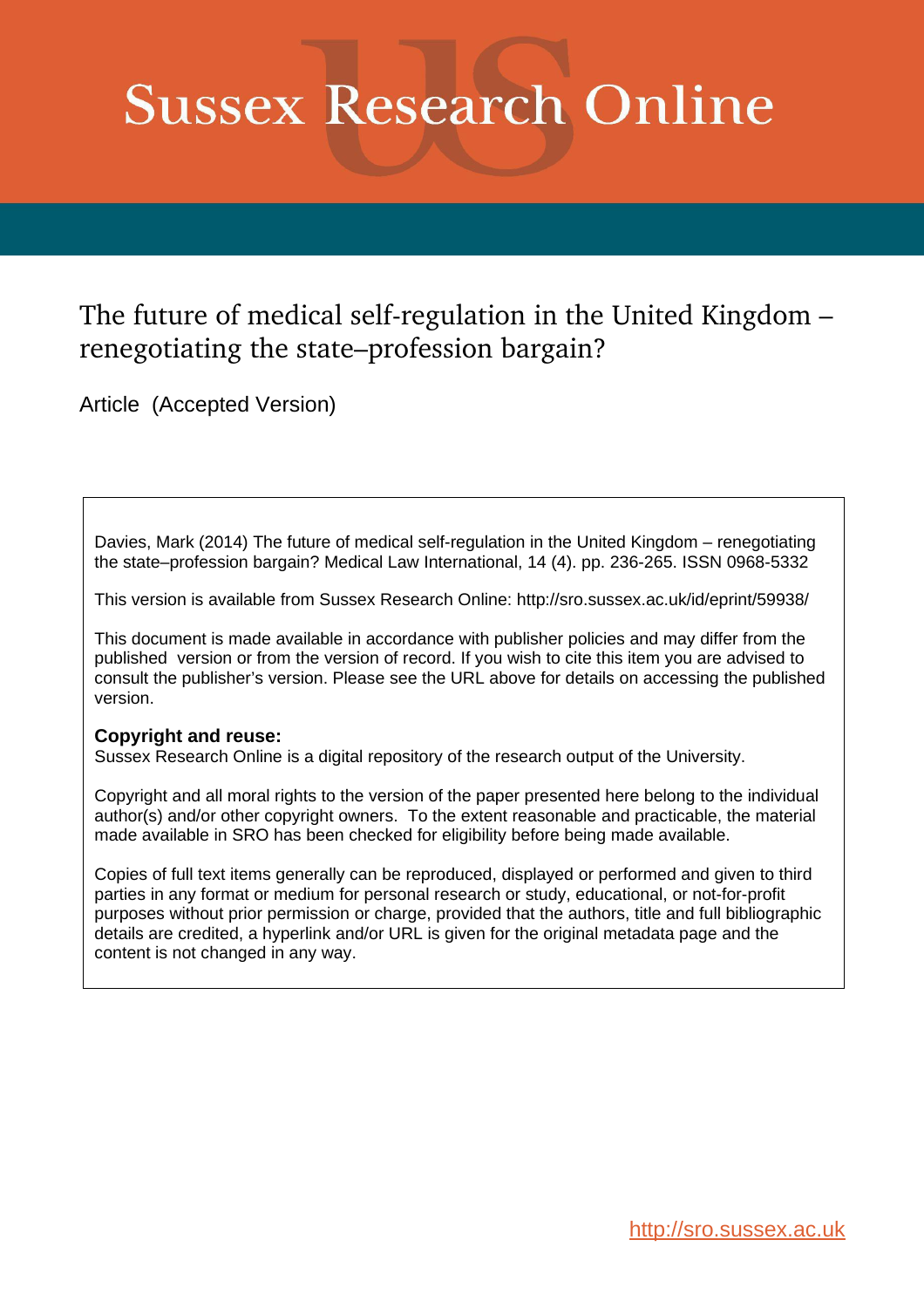# Sussex Research Online

## The future of medical self-regulation in the United Kingdom – renegotiating the state–profession bargain?

Article (Accepted Version)

Davies, Mark (2014) The future of medical self-regulation in the United Kingdom – renegotiating the state–profession bargain? Medical Law International, 14 (4). pp. 236-265. ISSN 0968-5332

This version is available from Sussex Research Online: http://sro.sussex.ac.uk/id/eprint/59938/

This document is made available in accordance with publisher policies and may differ from the published version or from the version of record. If you wish to cite this item you are advised to consult the publisher's version. Please see the URL above for details on accessing the published version.

**Copyright and reuse:**
Sussex Research Online is a digital repository of the research output of the University.

Copyright and all moral rights to the version of the paper presented here belong to the individual author(s) and/or other copyright owners. To the extent reasonable and practicable, the material made available in SRO has been checked for eligibility before being made available.

Copies of full text items generally can be reproduced, displayed or performed and given to third parties in any format or medium for personal research or study, educational, or not-for-profit purposes without prior permission or charge, provided that the authors, title and full bibliographic details are credited, a hyperlink and/or URL is given for the original metadata page and the content is not changed in any way.

http://sro.sussex.ac.uk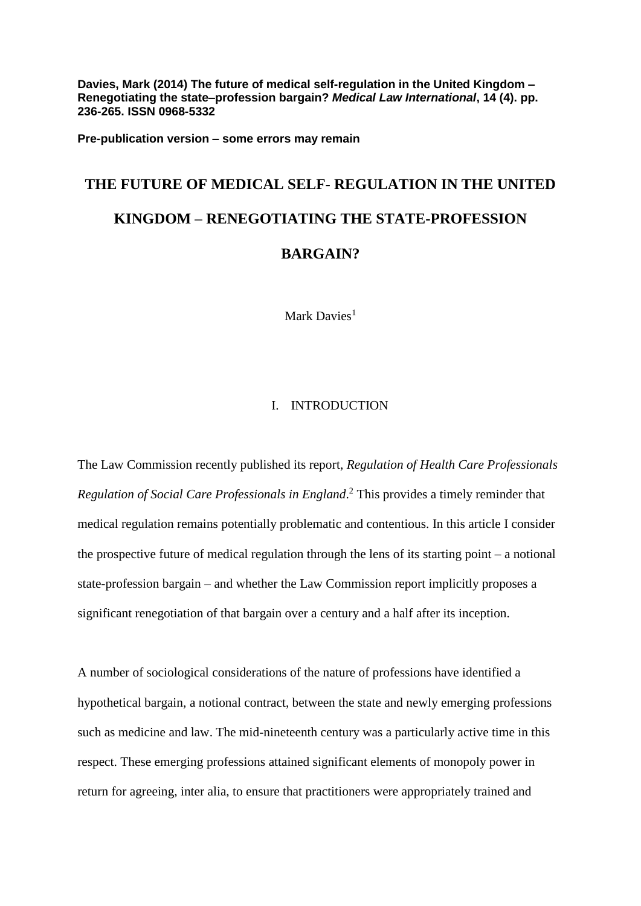**Davies, Mark (2014) The future of medical self-regulation in the United Kingdom – Renegotiating the state–profession bargain? *Medical Law International*, 14 (4). pp. 236-265. ISSN 0968-5332**

**Pre-publication version – some errors may remain**

# THE FUTURE OF MEDICAL SELF- REGULATION IN THE UNITED KINGDOM – RENEGOTIATING THE STATE-PROFESSION BARGAIN?

Mark Davies[1]

## I. INTRODUCTION

The Law Commission recently published its report, *Regulation of Health Care Professionals Regulation of Social Care Professionals in England*.[2] This provides a timely reminder that medical regulation remains potentially problematic and contentious. In this article I consider the prospective future of medical regulation through the lens of its starting point – a notional state-profession bargain – and whether the Law Commission report implicitly proposes a significant renegotiation of that bargain over a century and a half after its inception.

A number of sociological considerations of the nature of professions have identified a hypothetical bargain, a notional contract, between the state and newly emerging professions such as medicine and law. The mid-nineteenth century was a particularly active time in this respect. These emerging professions attained significant elements of monopoly power in return for agreeing, inter alia, to ensure that practitioners were appropriately trained and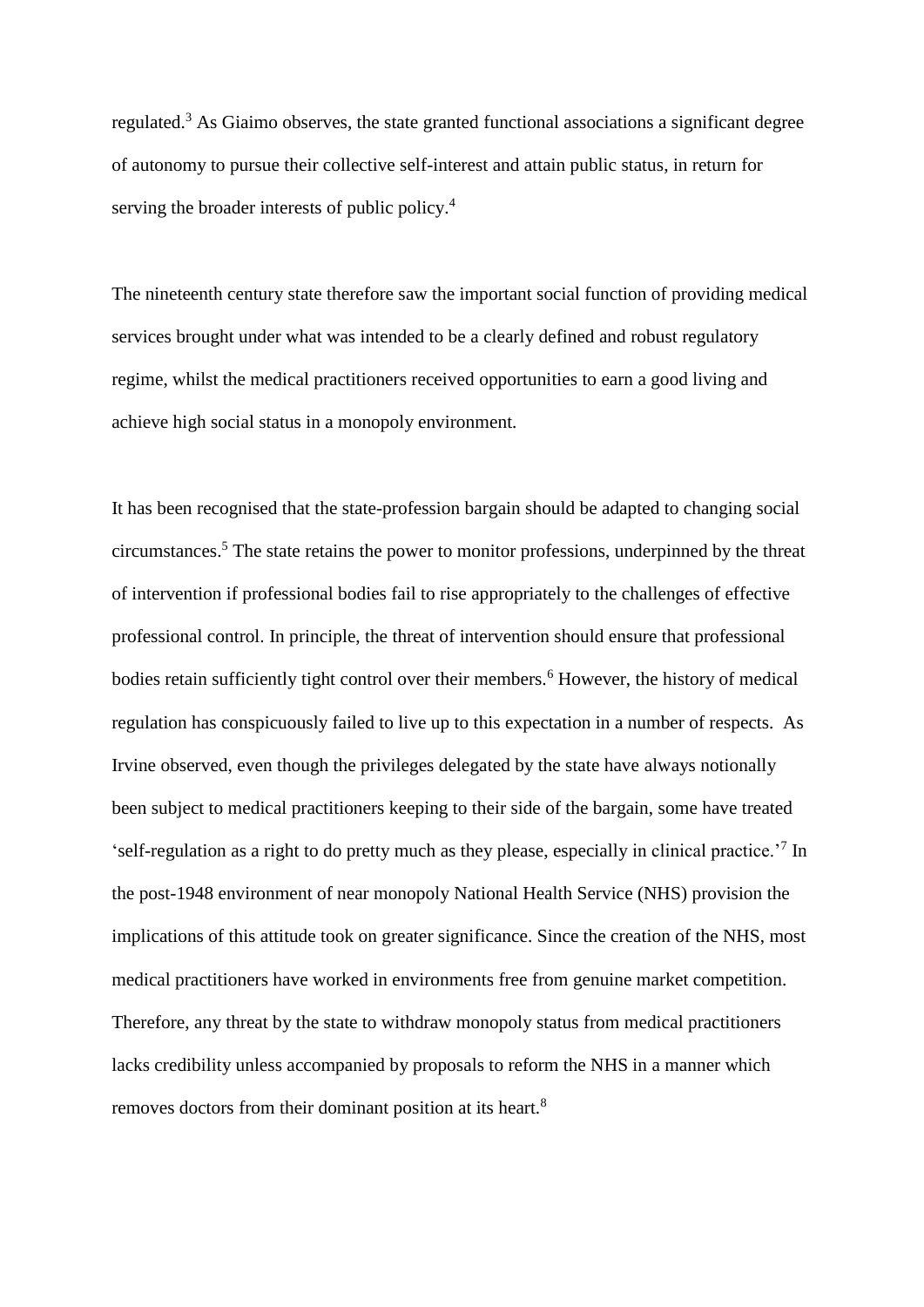regulated.[3] As Giaimo observes, the state granted functional associations a significant degree of autonomy to pursue their collective self-interest and attain public status, in return for serving the broader interests of public policy.[4]

The nineteenth century state therefore saw the important social function of providing medical services brought under what was intended to be a clearly defined and robust regulatory regime, whilst the medical practitioners received opportunities to earn a good living and achieve high social status in a monopoly environment.

It has been recognised that the state-profession bargain should be adapted to changing social circumstances.[5] The state retains the power to monitor professions, underpinned by the threat of intervention if professional bodies fail to rise appropriately to the challenges of effective professional control. In principle, the threat of intervention should ensure that professional bodies retain sufficiently tight control over their members.[6] However, the history of medical regulation has conspicuously failed to live up to this expectation in a number of respects. As Irvine observed, even though the privileges delegated by the state have always notionally been subject to medical practitioners keeping to their side of the bargain, some have treated 'self-regulation as a right to do pretty much as they please, especially in clinical practice.'[7] In the post-1948 environment of near monopoly National Health Service (NHS) provision the implications of this attitude took on greater significance. Since the creation of the NHS, most medical practitioners have worked in environments free from genuine market competition. Therefore, any threat by the state to withdraw monopoly status from medical practitioners lacks credibility unless accompanied by proposals to reform the NHS in a manner which removes doctors from their dominant position at its heart.[8]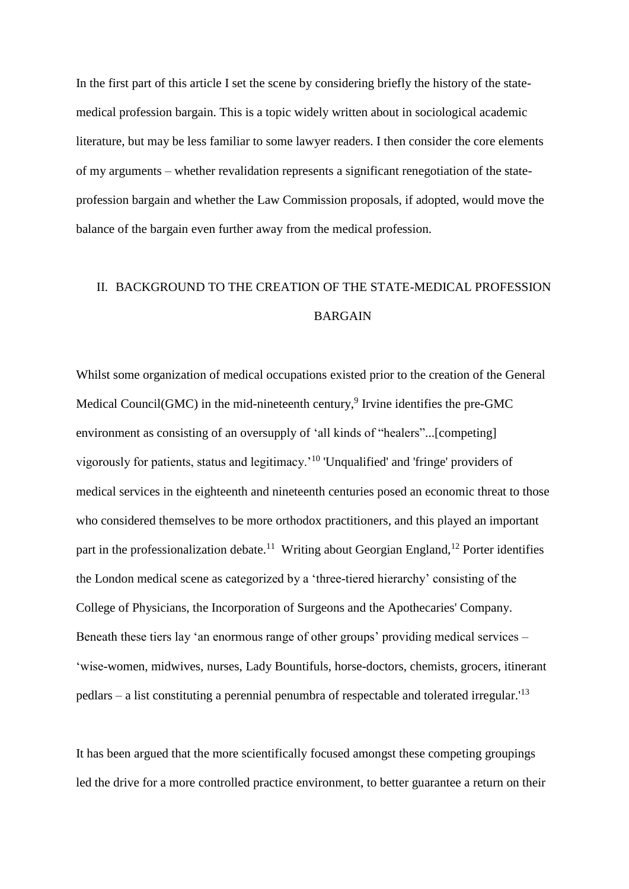In the first part of this article I set the scene by considering briefly the history of the state-medical profession bargain. This is a topic widely written about in sociological academic literature, but may be less familiar to some lawyer readers. I then consider the core elements of my arguments – whether revalidation represents a significant renegotiation of the state-profession bargain and whether the Law Commission proposals, if adopted, would move the balance of the bargain even further away from the medical profession.

## II. BACKGROUND TO THE CREATION OF THE STATE-MEDICAL PROFESSION BARGAIN

Whilst some organization of medical occupations existed prior to the creation of the General Medical Council(GMC) in the mid-nineteenth century,[9] Irvine identifies the pre-GMC environment as consisting of an oversupply of 'all kinds of "healers"...[competing] vigorously for patients, status and legitimacy.'[10] 'Unqualified' and 'fringe' providers of medical services in the eighteenth and nineteenth centuries posed an economic threat to those who considered themselves to be more orthodox practitioners, and this played an important part in the professionalization debate.[11] Writing about Georgian England,[12] Porter identifies the London medical scene as categorized by a 'three-tiered hierarchy' consisting of the College of Physicians, the Incorporation of Surgeons and the Apothecaries' Company. Beneath these tiers lay 'an enormous range of other groups' providing medical services – 'wise-women, midwives, nurses, Lady Bountifuls, horse-doctors, chemists, grocers, itinerant pedlars – a list constituting a perennial penumbra of respectable and tolerated irregular.'[13]

It has been argued that the more scientifically focused amongst these competing groupings led the drive for a more controlled practice environment, to better guarantee a return on their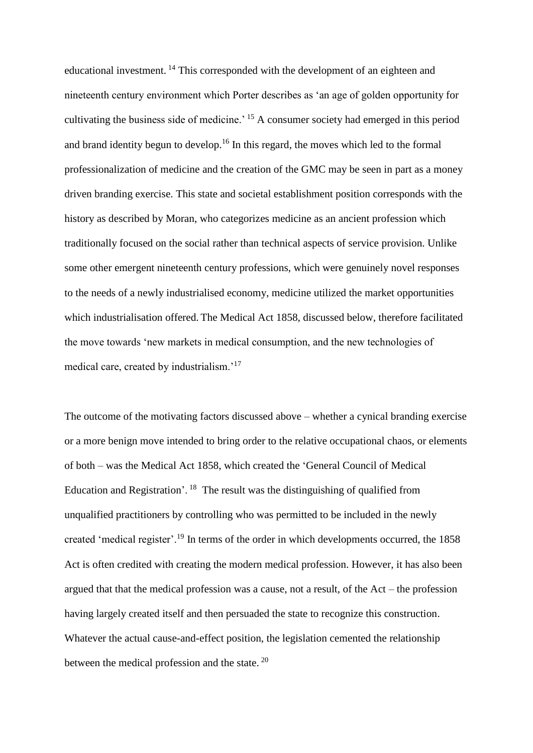educational investment. [14] This corresponded with the development of an eighteen and nineteenth century environment which Porter describes as 'an age of golden opportunity for cultivating the business side of medicine.' [15] A consumer society had emerged in this period and brand identity begun to develop.[16] In this regard, the moves which led to the formal professionalization of medicine and the creation of the GMC may be seen in part as a money driven branding exercise. This state and societal establishment position corresponds with the history as described by Moran, who categorizes medicine as an ancient profession which traditionally focused on the social rather than technical aspects of service provision. Unlike some other emergent nineteenth century professions, which were genuinely novel responses to the needs of a newly industrialised economy, medicine utilized the market opportunities which industrialisation offered. The Medical Act 1858, discussed below, therefore facilitated the move towards 'new markets in medical consumption, and the new technologies of medical care, created by industrialism.'[17]

The outcome of the motivating factors discussed above – whether a cynical branding exercise or a more benign move intended to bring order to the relative occupational chaos, or elements of both – was the Medical Act 1858, which created the 'General Council of Medical Education and Registration'. [18] The result was the distinguishing of qualified from unqualified practitioners by controlling who was permitted to be included in the newly created 'medical register'.[19] In terms of the order in which developments occurred, the 1858 Act is often credited with creating the modern medical profession. However, it has also been argued that that the medical profession was a cause, not a result, of the Act – the profession having largely created itself and then persuaded the state to recognize this construction. Whatever the actual cause-and-effect position, the legislation cemented the relationship between the medical profession and the state. [20]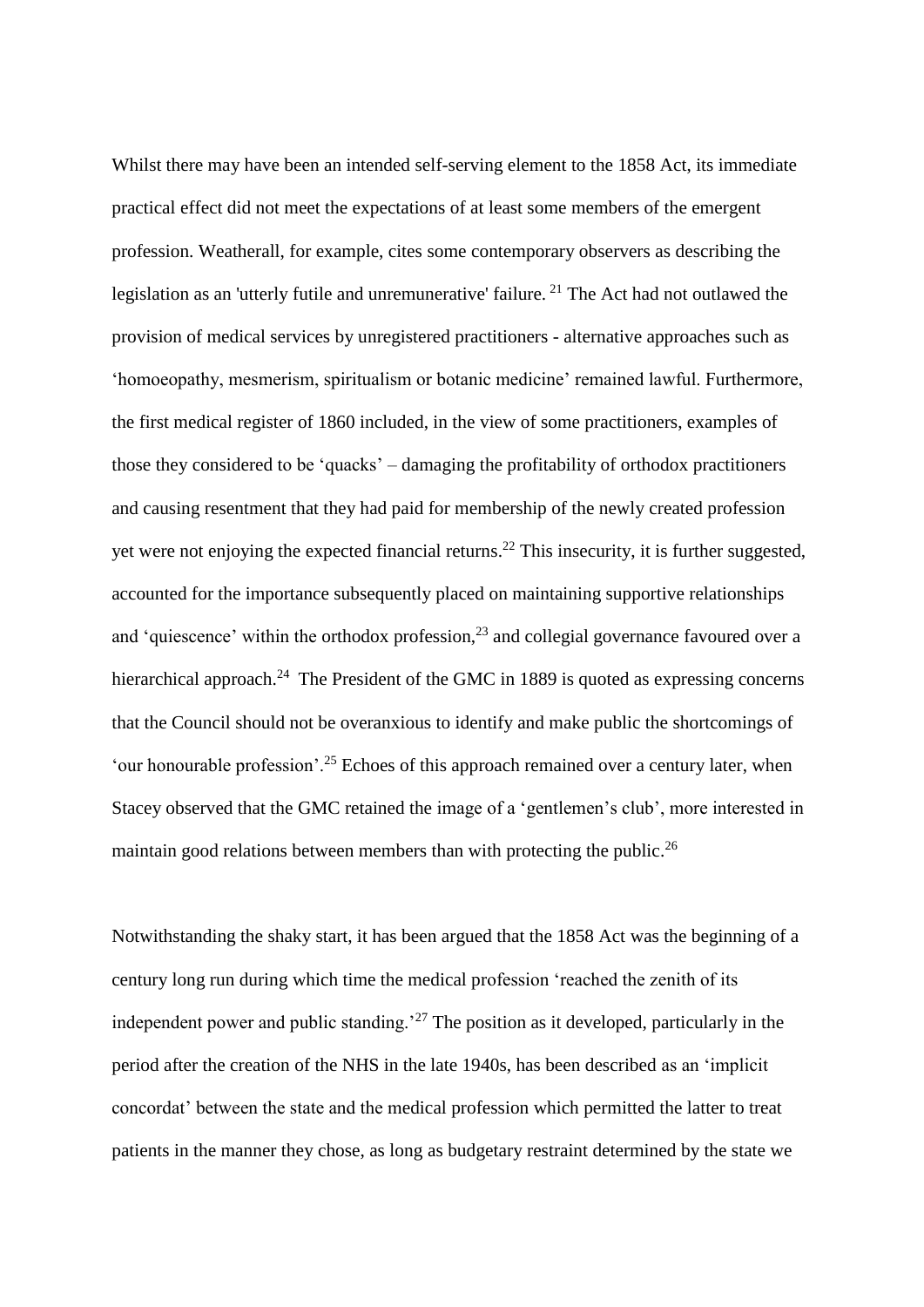Whilst there may have been an intended self-serving element to the 1858 Act, its immediate practical effect did not meet the expectations of at least some members of the emergent profession. Weatherall, for example, cites some contemporary observers as describing the legislation as an 'utterly futile and unremunerative' failure. [21] The Act had not outlawed the provision of medical services by unregistered practitioners - alternative approaches such as 'homoeopathy, mesmerism, spiritualism or botanic medicine' remained lawful. Furthermore, the first medical register of 1860 included, in the view of some practitioners, examples of those they considered to be 'quacks' – damaging the profitability of orthodox practitioners and causing resentment that they had paid for membership of the newly created profession yet were not enjoying the expected financial returns.[22] This insecurity, it is further suggested, accounted for the importance subsequently placed on maintaining supportive relationships and 'quiescence' within the orthodox profession,[23] and collegial governance favoured over a hierarchical approach.[24] The President of the GMC in 1889 is quoted as expressing concerns that the Council should not be overanxious to identify and make public the shortcomings of 'our honourable profession'.[25] Echoes of this approach remained over a century later, when Stacey observed that the GMC retained the image of a 'gentlemen's club', more interested in maintain good relations between members than with protecting the public.[26]

Notwithstanding the shaky start, it has been argued that the 1858 Act was the beginning of a century long run during which time the medical profession 'reached the zenith of its independent power and public standing.'[27] The position as it developed, particularly in the period after the creation of the NHS in the late 1940s, has been described as an 'implicit concordat' between the state and the medical profession which permitted the latter to treat patients in the manner they chose, as long as budgetary restraint determined by the state we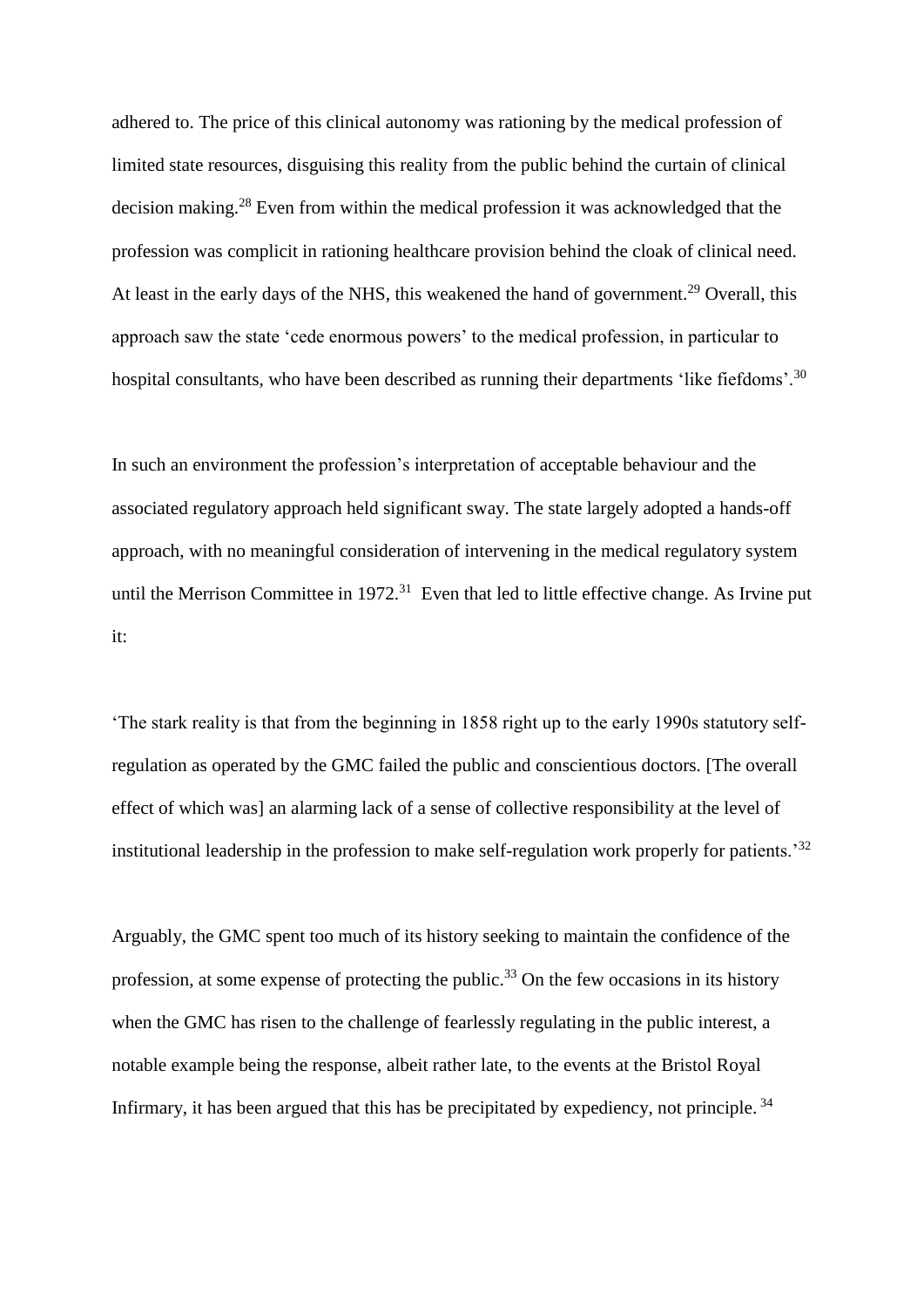adhered to. The price of this clinical autonomy was rationing by the medical profession of limited state resources, disguising this reality from the public behind the curtain of clinical decision making.[28] Even from within the medical profession it was acknowledged that the profession was complicit in rationing healthcare provision behind the cloak of clinical need. At least in the early days of the NHS, this weakened the hand of government.[29] Overall, this approach saw the state 'cede enormous powers' to the medical profession, in particular to hospital consultants, who have been described as running their departments 'like fiefdoms'.[30]

In such an environment the profession's interpretation of acceptable behaviour and the associated regulatory approach held significant sway. The state largely adopted a hands-off approach, with no meaningful consideration of intervening in the medical regulatory system until the Merrison Committee in 1972.[31] Even that led to little effective change. As Irvine put it:

'The stark reality is that from the beginning in 1858 right up to the early 1990s statutory self-regulation as operated by the GMC failed the public and conscientious doctors. [The overall effect of which was] an alarming lack of a sense of collective responsibility at the level of institutional leadership in the profession to make self-regulation work properly for patients.'[32]

Arguably, the GMC spent too much of its history seeking to maintain the confidence of the profession, at some expense of protecting the public.[33] On the few occasions in its history when the GMC has risen to the challenge of fearlessly regulating in the public interest, a notable example being the response, albeit rather late, to the events at the Bristol Royal Infirmary, it has been argued that this has be precipitated by expediency, not principle.[34]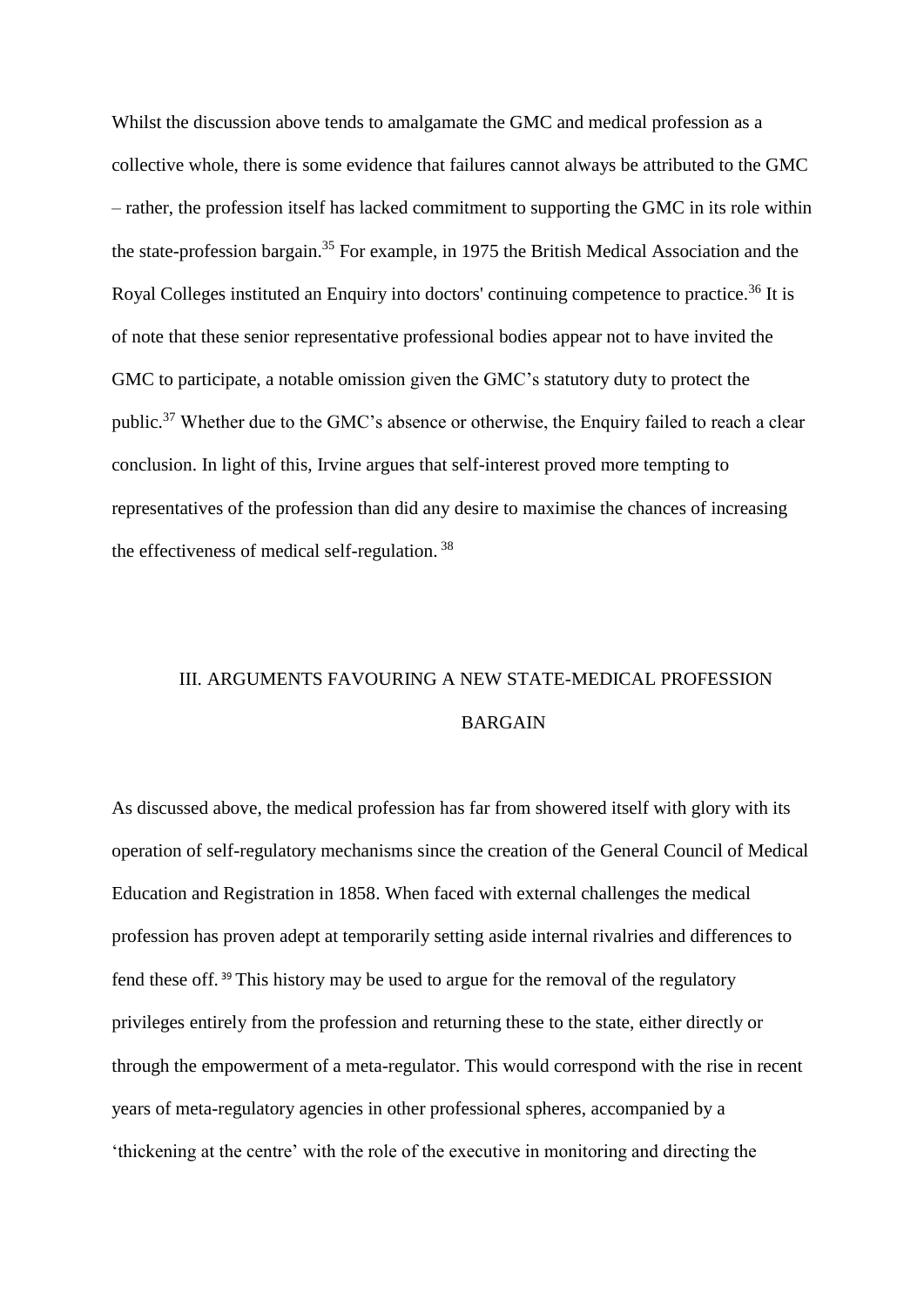Whilst the discussion above tends to amalgamate the GMC and medical profession as a collective whole, there is some evidence that failures cannot always be attributed to the GMC – rather, the profession itself has lacked commitment to supporting the GMC in its role within the state-profession bargain.[35] For example, in 1975 the British Medical Association and the Royal Colleges instituted an Enquiry into doctors' continuing competence to practice.[36] It is of note that these senior representative professional bodies appear not to have invited the GMC to participate, a notable omission given the GMC's statutory duty to protect the public.[37] Whether due to the GMC's absence or otherwise, the Enquiry failed to reach a clear conclusion. In light of this, Irvine argues that self-interest proved more tempting to representatives of the profession than did any desire to maximise the chances of increasing the effectiveness of medical self-regulation. [38]

## III. ARGUMENTS FAVOURING A NEW STATE-MEDICAL PROFESSION BARGAIN

As discussed above, the medical profession has far from showered itself with glory with its operation of self-regulatory mechanisms since the creation of the General Council of Medical Education and Registration in 1858. When faced with external challenges the medical profession has proven adept at temporarily setting aside internal rivalries and differences to fend these off. [39] This history may be used to argue for the removal of the regulatory privileges entirely from the profession and returning these to the state, either directly or through the empowerment of a meta-regulator. This would correspond with the rise in recent years of meta-regulatory agencies in other professional spheres, accompanied by a 'thickening at the centre' with the role of the executive in monitoring and directing the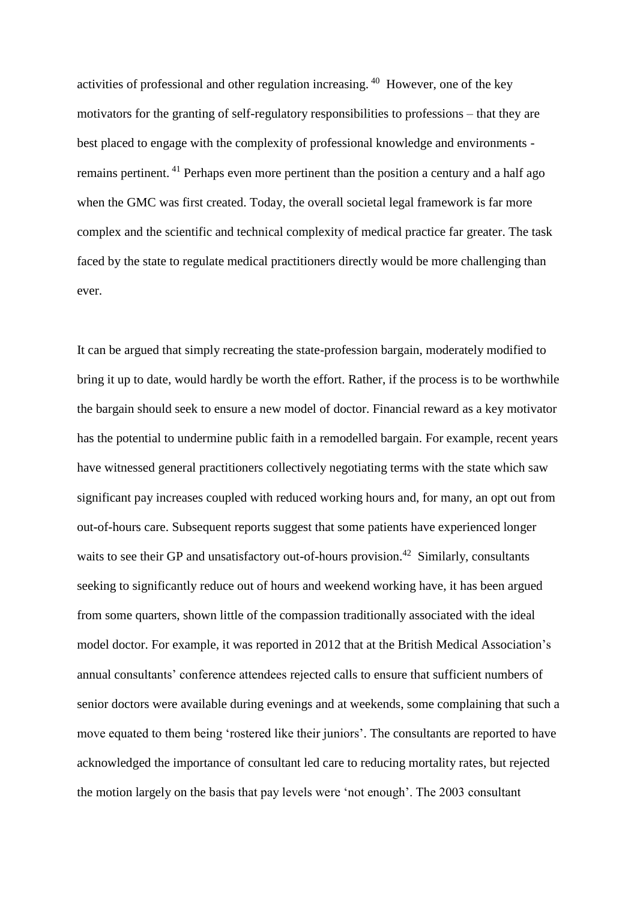activities of professional and other regulation increasing.[40] However, one of the key motivators for the granting of self-regulatory responsibilities to professions – that they are best placed to engage with the complexity of professional knowledge and environments - remains pertinent.[41] Perhaps even more pertinent than the position a century and a half ago when the GMC was first created. Today, the overall societal legal framework is far more complex and the scientific and technical complexity of medical practice far greater. The task faced by the state to regulate medical practitioners directly would be more challenging than ever.

It can be argued that simply recreating the state-profession bargain, moderately modified to bring it up to date, would hardly be worth the effort. Rather, if the process is to be worthwhile the bargain should seek to ensure a new model of doctor. Financial reward as a key motivator has the potential to undermine public faith in a remodelled bargain. For example, recent years have witnessed general practitioners collectively negotiating terms with the state which saw significant pay increases coupled with reduced working hours and, for many, an opt out from out-of-hours care. Subsequent reports suggest that some patients have experienced longer waits to see their GP and unsatisfactory out-of-hours provision.[42] Similarly, consultants seeking to significantly reduce out of hours and weekend working have, it has been argued from some quarters, shown little of the compassion traditionally associated with the ideal model doctor. For example, it was reported in 2012 that at the British Medical Association's annual consultants' conference attendees rejected calls to ensure that sufficient numbers of senior doctors were available during evenings and at weekends, some complaining that such a move equated to them being 'rostered like their juniors'. The consultants are reported to have acknowledged the importance of consultant led care to reducing mortality rates, but rejected the motion largely on the basis that pay levels were 'not enough'. The 2003 consultant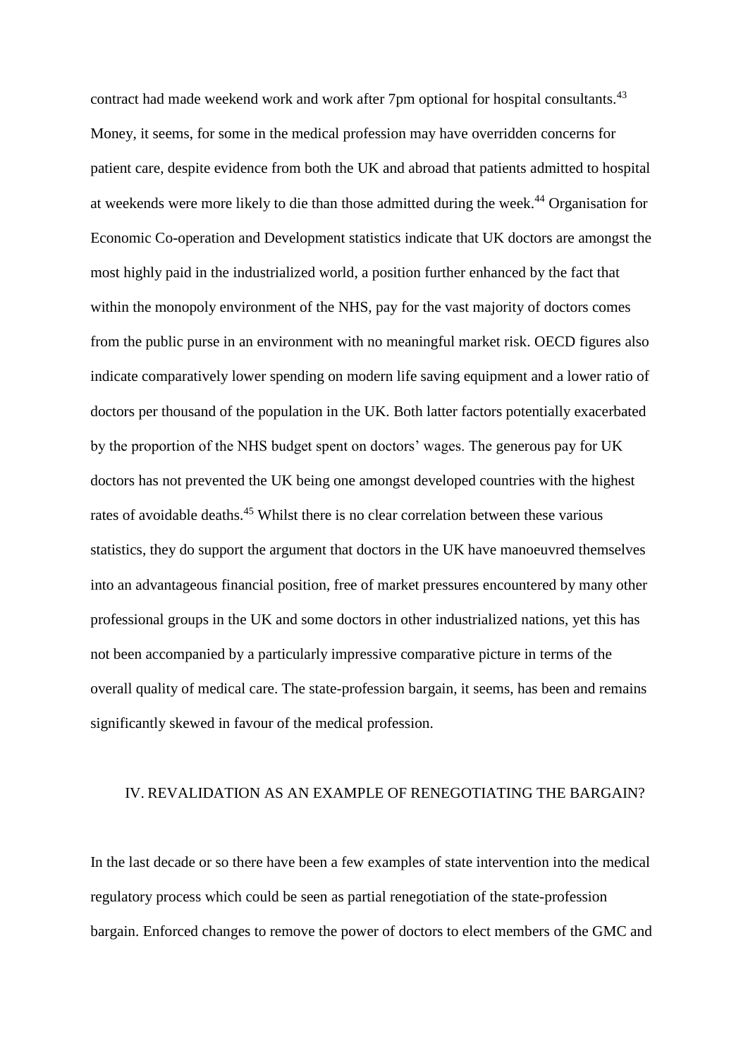contract had made weekend work and work after 7pm optional for hospital consultants.[43] Money, it seems, for some in the medical profession may have overridden concerns for patient care, despite evidence from both the UK and abroad that patients admitted to hospital at weekends were more likely to die than those admitted during the week.[44] Organisation for Economic Co-operation and Development statistics indicate that UK doctors are amongst the most highly paid in the industrialized world, a position further enhanced by the fact that within the monopoly environment of the NHS, pay for the vast majority of doctors comes from the public purse in an environment with no meaningful market risk. OECD figures also indicate comparatively lower spending on modern life saving equipment and a lower ratio of doctors per thousand of the population in the UK. Both latter factors potentially exacerbated by the proportion of the NHS budget spent on doctors' wages. The generous pay for UK doctors has not prevented the UK being one amongst developed countries with the highest rates of avoidable deaths.[45] Whilst there is no clear correlation between these various statistics, they do support the argument that doctors in the UK have manoeuvred themselves into an advantageous financial position, free of market pressures encountered by many other professional groups in the UK and some doctors in other industrialized nations, yet this has not been accompanied by a particularly impressive comparative picture in terms of the overall quality of medical care. The state-profession bargain, it seems, has been and remains significantly skewed in favour of the medical profession.

## IV. REVALIDATION AS AN EXAMPLE OF RENEGOTIATING THE BARGAIN?

In the last decade or so there have been a few examples of state intervention into the medical regulatory process which could be seen as partial renegotiation of the state-profession bargain. Enforced changes to remove the power of doctors to elect members of the GMC and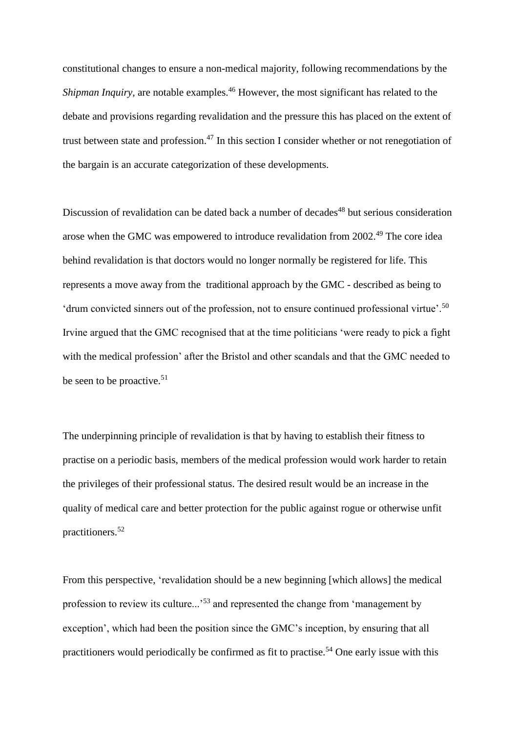constitutional changes to ensure a non-medical majority, following recommendations by the *Shipman Inquiry,* are notable examples.[46] However, the most significant has related to the debate and provisions regarding revalidation and the pressure this has placed on the extent of trust between state and profession.[47] In this section I consider whether or not renegotiation of the bargain is an accurate categorization of these developments.

Discussion of revalidation can be dated back a number of decades[48] but serious consideration arose when the GMC was empowered to introduce revalidation from 2002.[49] The core idea behind revalidation is that doctors would no longer normally be registered for life. This represents a move away from the traditional approach by the GMC - described as being to 'drum convicted sinners out of the profession, not to ensure continued professional virtue'.[50] Irvine argued that the GMC recognised that at the time politicians 'were ready to pick a fight with the medical profession' after the Bristol and other scandals and that the GMC needed to be seen to be proactive.[51]

The underpinning principle of revalidation is that by having to establish their fitness to practise on a periodic basis, members of the medical profession would work harder to retain the privileges of their professional status. The desired result would be an increase in the quality of medical care and better protection for the public against rogue or otherwise unfit practitioners.[52]

From this perspective, 'revalidation should be a new beginning [which allows] the medical profession to review its culture...'[53] and represented the change from 'management by exception', which had been the position since the GMC's inception, by ensuring that all practitioners would periodically be confirmed as fit to practise.[54] One early issue with this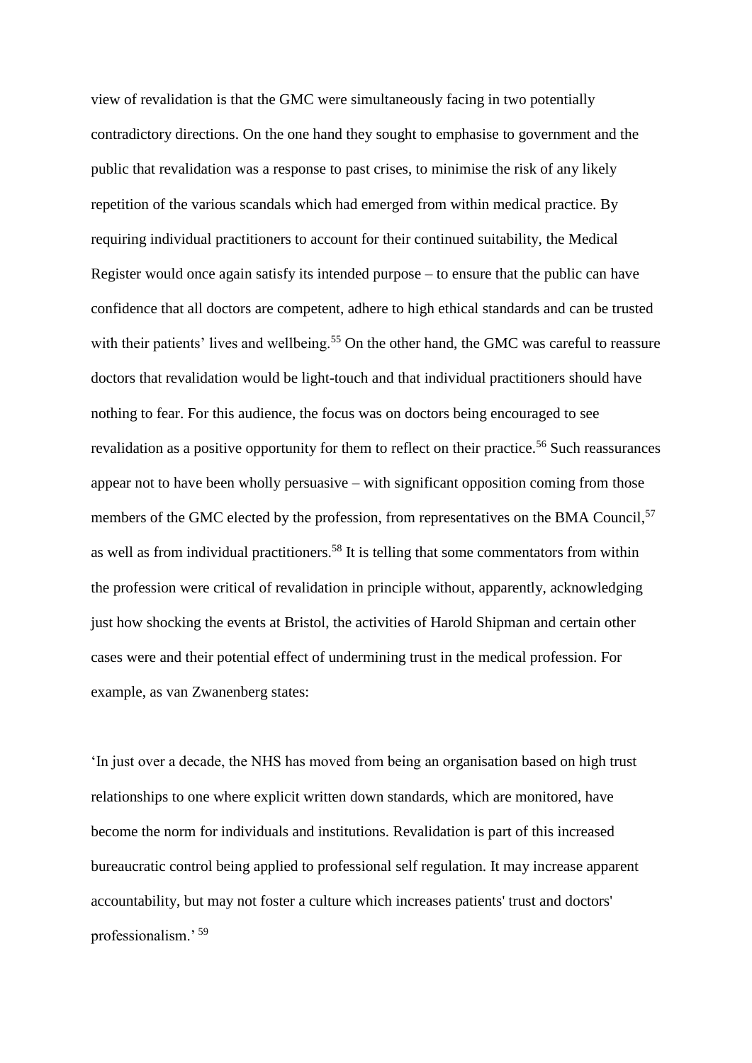view of revalidation is that the GMC were simultaneously facing in two potentially contradictory directions. On the one hand they sought to emphasise to government and the public that revalidation was a response to past crises, to minimise the risk of any likely repetition of the various scandals which had emerged from within medical practice. By requiring individual practitioners to account for their continued suitability, the Medical Register would once again satisfy its intended purpose – to ensure that the public can have confidence that all doctors are competent, adhere to high ethical standards and can be trusted with their patients' lives and wellbeing.[55] On the other hand, the GMC was careful to reassure doctors that revalidation would be light-touch and that individual practitioners should have nothing to fear. For this audience, the focus was on doctors being encouraged to see revalidation as a positive opportunity for them to reflect on their practice.[56] Such reassurances appear not to have been wholly persuasive – with significant opposition coming from those members of the GMC elected by the profession, from representatives on the BMA Council,[57] as well as from individual practitioners.[58] It is telling that some commentators from within the profession were critical of revalidation in principle without, apparently, acknowledging just how shocking the events at Bristol, the activities of Harold Shipman and certain other cases were and their potential effect of undermining trust in the medical profession. For example, as van Zwanenberg states:

'In just over a decade, the NHS has moved from being an organisation based on high trust relationships to one where explicit written down standards, which are monitored, have become the norm for individuals and institutions. Revalidation is part of this increased bureaucratic control being applied to professional self regulation. It may increase apparent accountability, but may not foster a culture which increases patients' trust and doctors' professionalism.'[59]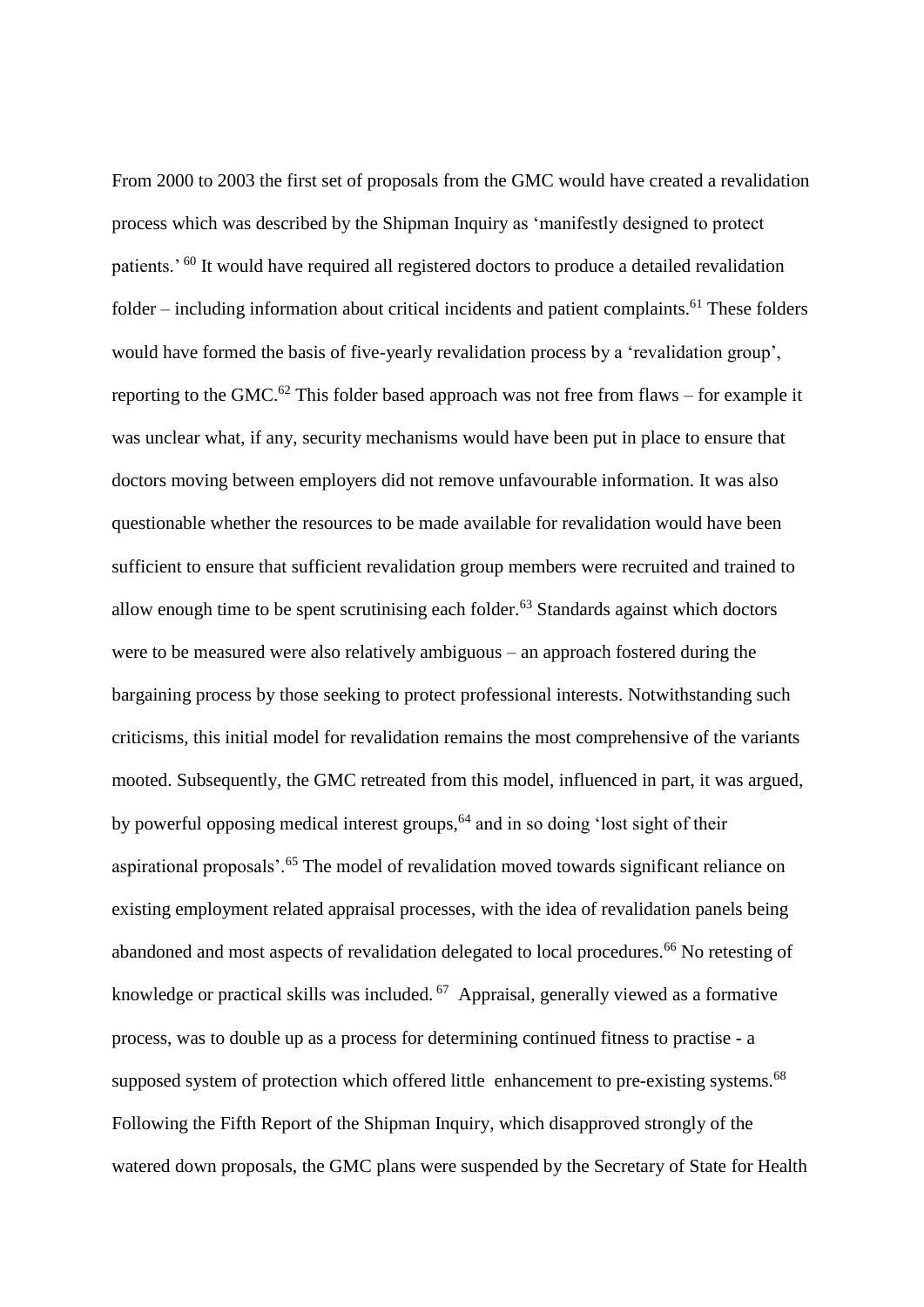From 2000 to 2003 the first set of proposals from the GMC would have created a revalidation process which was described by the Shipman Inquiry as 'manifestly designed to protect patients.' [60] It would have required all registered doctors to produce a detailed revalidation folder – including information about critical incidents and patient complaints.[61] These folders would have formed the basis of five-yearly revalidation process by a 'revalidation group', reporting to the GMC.[62] This folder based approach was not free from flaws – for example it was unclear what, if any, security mechanisms would have been put in place to ensure that doctors moving between employers did not remove unfavourable information. It was also questionable whether the resources to be made available for revalidation would have been sufficient to ensure that sufficient revalidation group members were recruited and trained to allow enough time to be spent scrutinising each folder.[63] Standards against which doctors were to be measured were also relatively ambiguous – an approach fostered during the bargaining process by those seeking to protect professional interests. Notwithstanding such criticisms, this initial model for revalidation remains the most comprehensive of the variants mooted. Subsequently, the GMC retreated from this model, influenced in part, it was argued, by powerful opposing medical interest groups,[64] and in so doing 'lost sight of their aspirational proposals'.[65] The model of revalidation moved towards significant reliance on existing employment related appraisal processes, with the idea of revalidation panels being abandoned and most aspects of revalidation delegated to local procedures.[66] No retesting of knowledge or practical skills was included.[67] Appraisal, generally viewed as a formative process, was to double up as a process for determining continued fitness to practise - a supposed system of protection which offered little enhancement to pre-existing systems.[68] Following the Fifth Report of the Shipman Inquiry, which disapproved strongly of the watered down proposals, the GMC plans were suspended by the Secretary of State for Health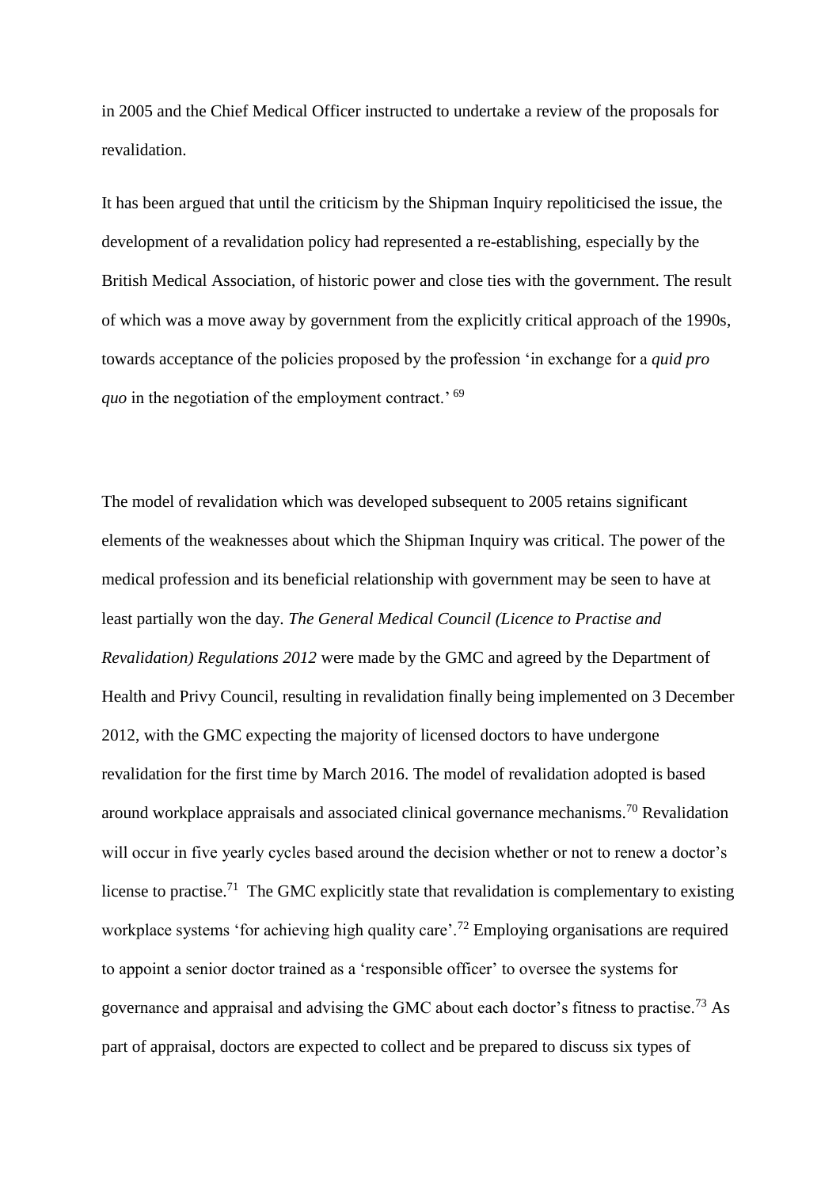in 2005 and the Chief Medical Officer instructed to undertake a review of the proposals for revalidation.

It has been argued that until the criticism by the Shipman Inquiry repoliticised the issue, the development of a revalidation policy had represented a re-establishing, especially by the British Medical Association, of historic power and close ties with the government. The result of which was a move away by government from the explicitly critical approach of the 1990s, towards acceptance of the policies proposed by the profession 'in exchange for a *quid pro quo* in the negotiation of the employment contract.' [69]

The model of revalidation which was developed subsequent to 2005 retains significant elements of the weaknesses about which the Shipman Inquiry was critical. The power of the medical profession and its beneficial relationship with government may be seen to have at least partially won the day. *The General Medical Council (Licence to Practise and Revalidation) Regulations 2012* were made by the GMC and agreed by the Department of Health and Privy Council, resulting in revalidation finally being implemented on 3 December 2012, with the GMC expecting the majority of licensed doctors to have undergone revalidation for the first time by March 2016. The model of revalidation adopted is based around workplace appraisals and associated clinical governance mechanisms.[70] Revalidation will occur in five yearly cycles based around the decision whether or not to renew a doctor's license to practise.[71] The GMC explicitly state that revalidation is complementary to existing workplace systems 'for achieving high quality care'.[72] Employing organisations are required to appoint a senior doctor trained as a 'responsible officer' to oversee the systems for governance and appraisal and advising the GMC about each doctor's fitness to practise.[73] As part of appraisal, doctors are expected to collect and be prepared to discuss six types of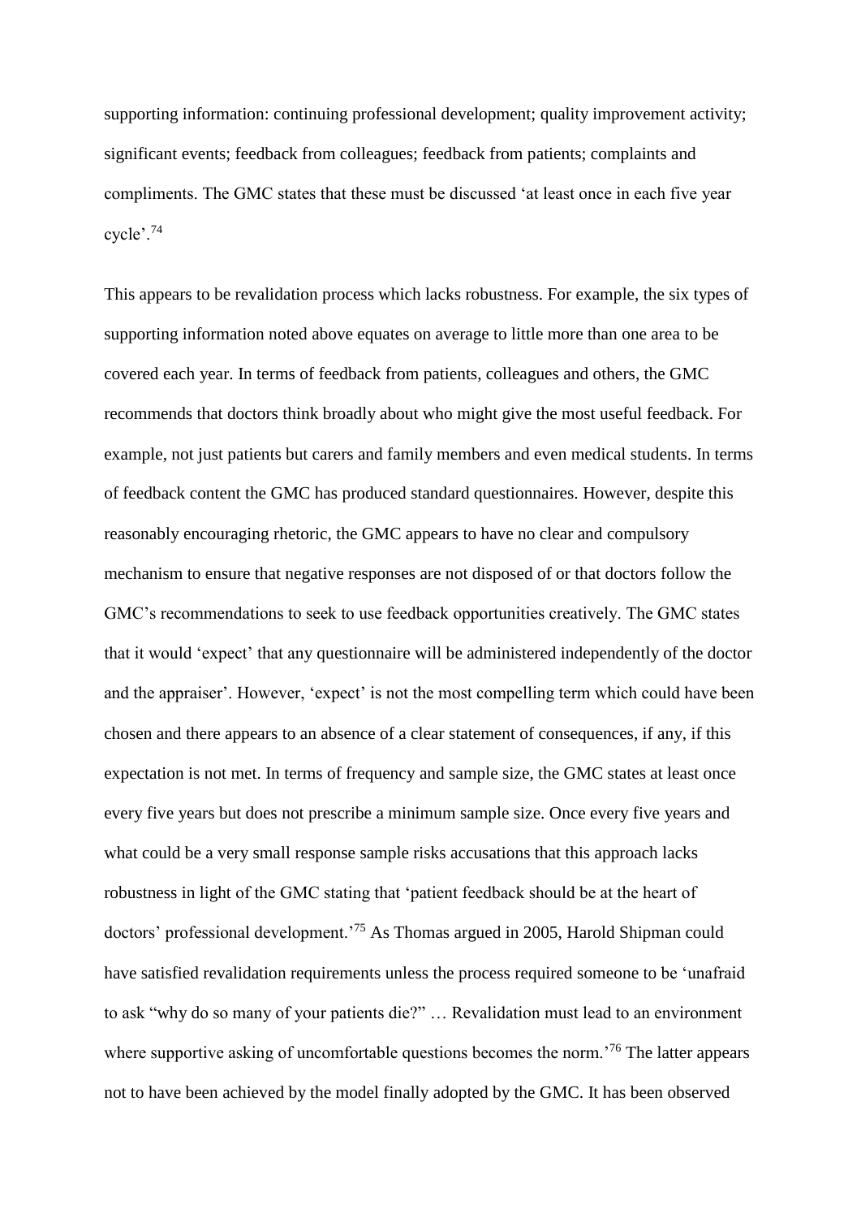supporting information: continuing professional development; quality improvement activity; significant events; feedback from colleagues; feedback from patients; complaints and compliments. The GMC states that these must be discussed 'at least once in each five year cycle'.[74]

This appears to be revalidation process which lacks robustness. For example, the six types of supporting information noted above equates on average to little more than one area to be covered each year. In terms of feedback from patients, colleagues and others, the GMC recommends that doctors think broadly about who might give the most useful feedback. For example, not just patients but carers and family members and even medical students. In terms of feedback content the GMC has produced standard questionnaires. However, despite this reasonably encouraging rhetoric, the GMC appears to have no clear and compulsory mechanism to ensure that negative responses are not disposed of or that doctors follow the GMC's recommendations to seek to use feedback opportunities creatively. The GMC states that it would 'expect' that any questionnaire will be administered independently of the doctor and the appraiser'. However, 'expect' is not the most compelling term which could have been chosen and there appears to an absence of a clear statement of consequences, if any, if this expectation is not met. In terms of frequency and sample size, the GMC states at least once every five years but does not prescribe a minimum sample size. Once every five years and what could be a very small response sample risks accusations that this approach lacks robustness in light of the GMC stating that 'patient feedback should be at the heart of doctors' professional development.'[75] As Thomas argued in 2005, Harold Shipman could have satisfied revalidation requirements unless the process required someone to be 'unafraid to ask "why do so many of your patients die?" … Revalidation must lead to an environment where supportive asking of uncomfortable questions becomes the norm.'[76] The latter appears not to have been achieved by the model finally adopted by the GMC. It has been observed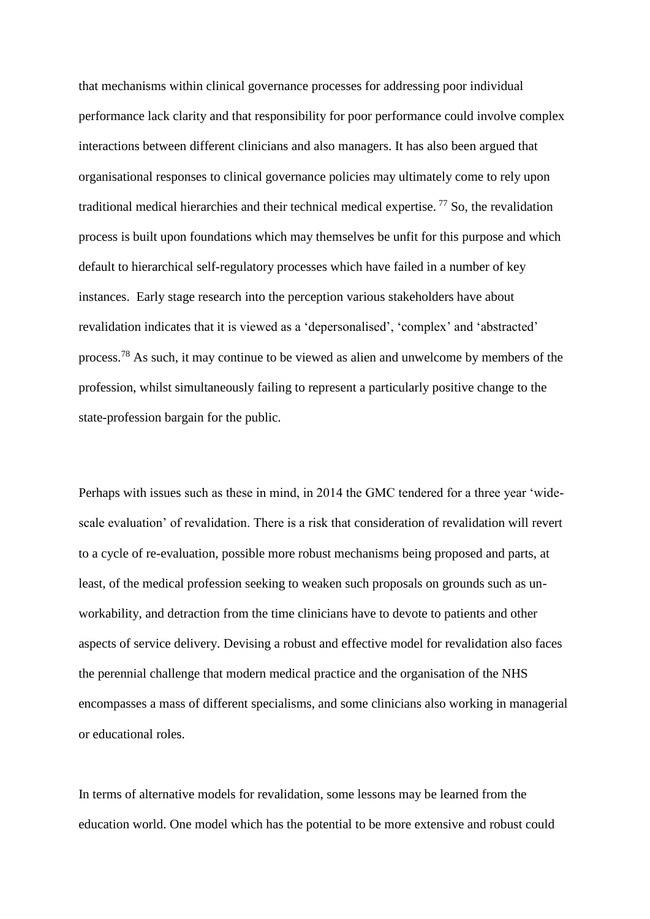that mechanisms within clinical governance processes for addressing poor individual performance lack clarity and that responsibility for poor performance could involve complex interactions between different clinicians and also managers. It has also been argued that organisational responses to clinical governance policies may ultimately come to rely upon traditional medical hierarchies and their technical medical expertise. [77] So, the revalidation process is built upon foundations which may themselves be unfit for this purpose and which default to hierarchical self-regulatory processes which have failed in a number of key instances. Early stage research into the perception various stakeholders have about revalidation indicates that it is viewed as a 'depersonalised', 'complex' and 'abstracted' process.[78] As such, it may continue to be viewed as alien and unwelcome by members of the profession, whilst simultaneously failing to represent a particularly positive change to the state-profession bargain for the public.

Perhaps with issues such as these in mind, in 2014 the GMC tendered for a three year 'wide-scale evaluation' of revalidation. There is a risk that consideration of revalidation will revert to a cycle of re-evaluation, possible more robust mechanisms being proposed and parts, at least, of the medical profession seeking to weaken such proposals on grounds such as un-workability, and detraction from the time clinicians have to devote to patients and other aspects of service delivery. Devising a robust and effective model for revalidation also faces the perennial challenge that modern medical practice and the organisation of the NHS encompasses a mass of different specialisms, and some clinicians also working in managerial or educational roles.

In terms of alternative models for revalidation, some lessons may be learned from the education world. One model which has the potential to be more extensive and robust could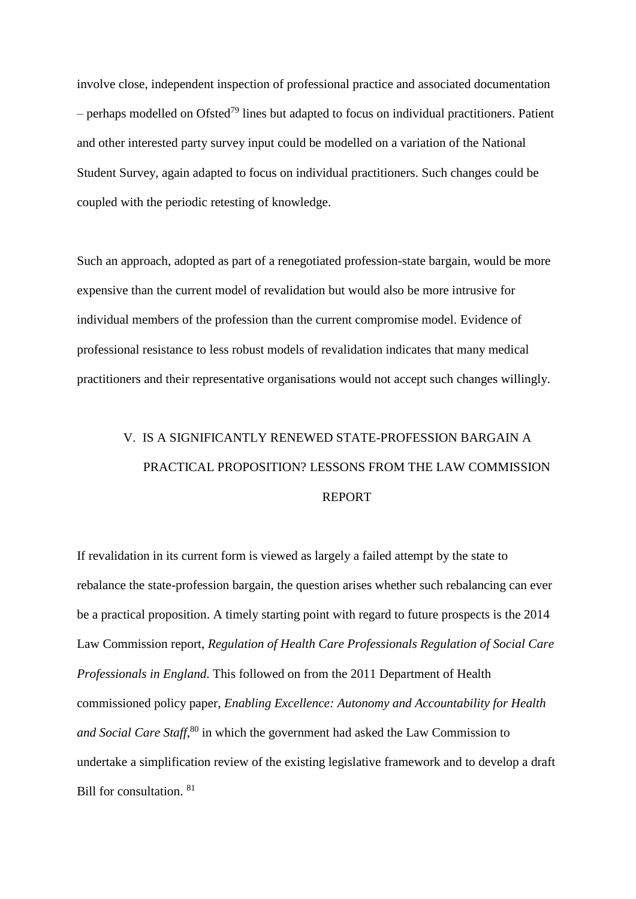involve close, independent inspection of professional practice and associated documentation – perhaps modelled on Ofsted[79] lines but adapted to focus on individual practitioners. Patient and other interested party survey input could be modelled on a variation of the National Student Survey, again adapted to focus on individual practitioners. Such changes could be coupled with the periodic retesting of knowledge.

Such an approach, adopted as part of a renegotiated profession-state bargain, would be more expensive than the current model of revalidation but would also be more intrusive for individual members of the profession than the current compromise model. Evidence of professional resistance to less robust models of revalidation indicates that many medical practitioners and their representative organisations would not accept such changes willingly.

## V. IS A SIGNIFICANTLY RENEWED STATE-PROFESSION BARGAIN A PRACTICAL PROPOSITION? LESSONS FROM THE LAW COMMISSION REPORT

If revalidation in its current form is viewed as largely a failed attempt by the state to rebalance the state-profession bargain, the question arises whether such rebalancing can ever be a practical proposition. A timely starting point with regard to future prospects is the 2014 Law Commission report, *Regulation of Health Care Professionals Regulation of Social Care Professionals in England*. This followed on from the 2011 Department of Health commissioned policy paper, *Enabling Excellence: Autonomy and Accountability for Health and Social Care Staff*,[80] in which the government had asked the Law Commission to undertake a simplification review of the existing legislative framework and to develop a draft Bill for consultation. [81]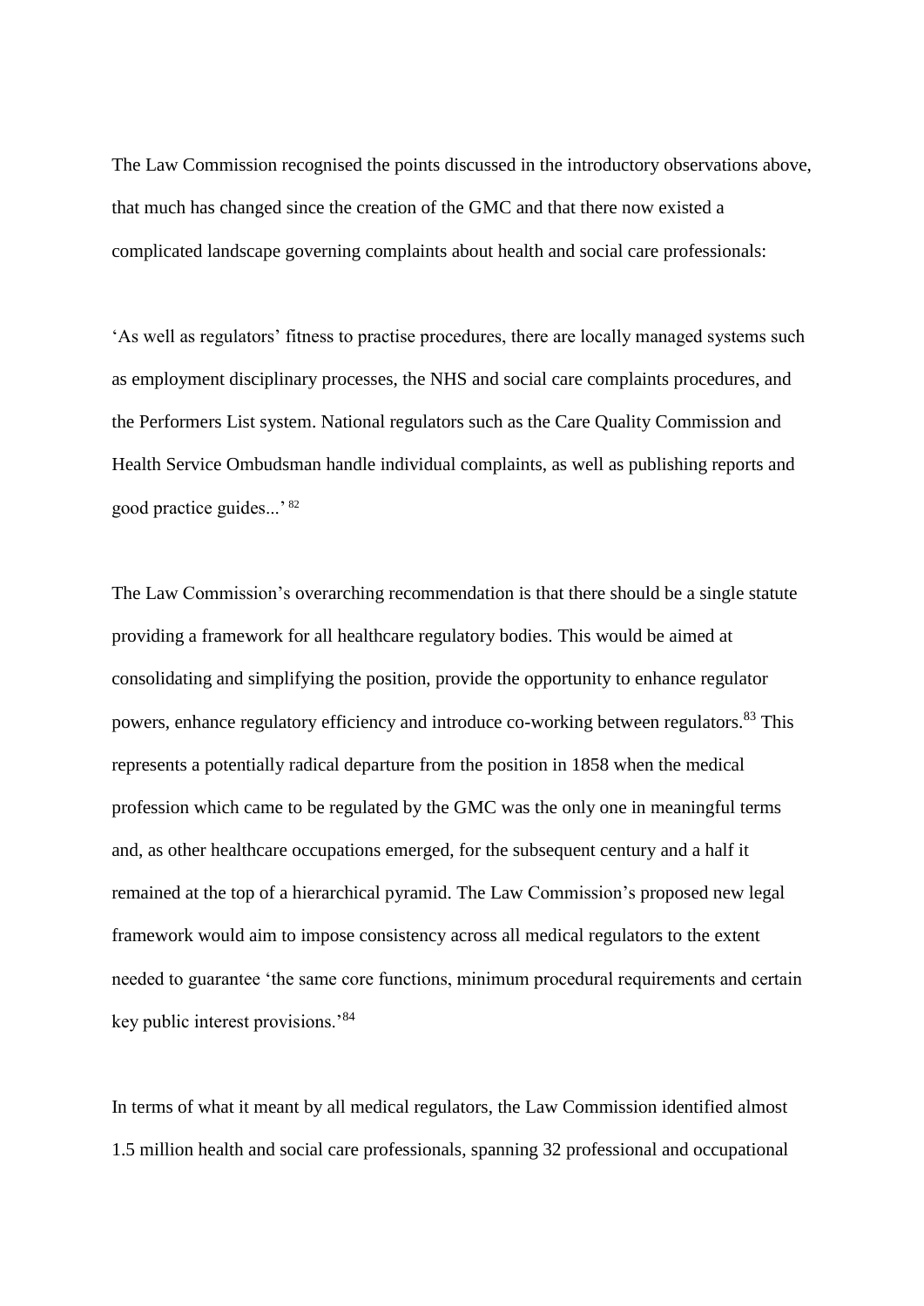The Law Commission recognised the points discussed in the introductory observations above, that much has changed since the creation of the GMC and that there now existed a complicated landscape governing complaints about health and social care professionals:

'As well as regulators' fitness to practise procedures, there are locally managed systems such as employment disciplinary processes, the NHS and social care complaints procedures, and the Performers List system. National regulators such as the Care Quality Commission and Health Service Ombudsman handle individual complaints, as well as publishing reports and good practice guides...' [82]

The Law Commission's overarching recommendation is that there should be a single statute providing a framework for all healthcare regulatory bodies. This would be aimed at consolidating and simplifying the position, provide the opportunity to enhance regulator powers, enhance regulatory efficiency and introduce co-working between regulators.[83] This represents a potentially radical departure from the position in 1858 when the medical profession which came to be regulated by the GMC was the only one in meaningful terms and, as other healthcare occupations emerged, for the subsequent century and a half it remained at the top of a hierarchical pyramid. The Law Commission's proposed new legal framework would aim to impose consistency across all medical regulators to the extent needed to guarantee 'the same core functions, minimum procedural requirements and certain key public interest provisions.'[84]

In terms of what it meant by all medical regulators, the Law Commission identified almost 1.5 million health and social care professionals, spanning 32 professional and occupational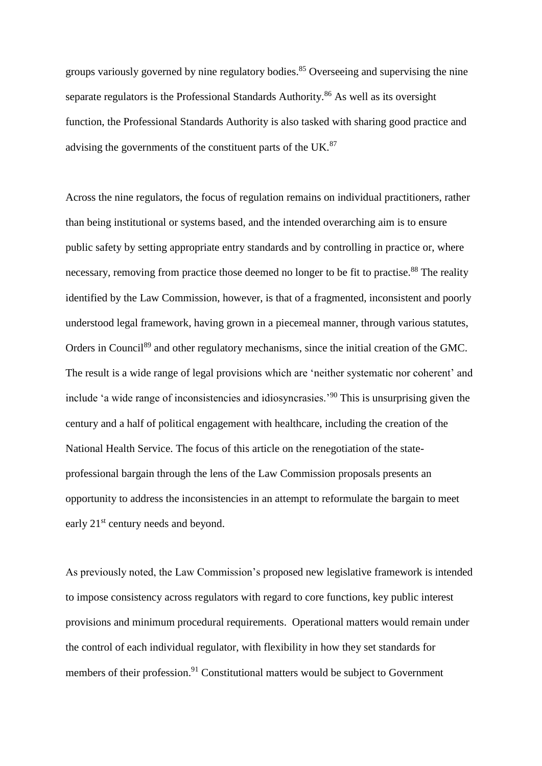groups variously governed by nine regulatory bodies.[85] Overseeing and supervising the nine separate regulators is the Professional Standards Authority.[86] As well as its oversight function, the Professional Standards Authority is also tasked with sharing good practice and advising the governments of the constituent parts of the UK.[87]

Across the nine regulators, the focus of regulation remains on individual practitioners, rather than being institutional or systems based, and the intended overarching aim is to ensure public safety by setting appropriate entry standards and by controlling in practice or, where necessary, removing from practice those deemed no longer to be fit to practise.[88] The reality identified by the Law Commission, however, is that of a fragmented, inconsistent and poorly understood legal framework, having grown in a piecemeal manner, through various statutes, Orders in Council[89] and other regulatory mechanisms, since the initial creation of the GMC. The result is a wide range of legal provisions which are 'neither systematic nor coherent' and include 'a wide range of inconsistencies and idiosyncrasies.'[90] This is unsurprising given the century and a half of political engagement with healthcare, including the creation of the National Health Service. The focus of this article on the renegotiation of the state-professional bargain through the lens of the Law Commission proposals presents an opportunity to address the inconsistencies in an attempt to reformulate the bargain to meet early 21st century needs and beyond.

As previously noted, the Law Commission's proposed new legislative framework is intended to impose consistency across regulators with regard to core functions, key public interest provisions and minimum procedural requirements. Operational matters would remain under the control of each individual regulator, with flexibility in how they set standards for members of their profession.[91] Constitutional matters would be subject to Government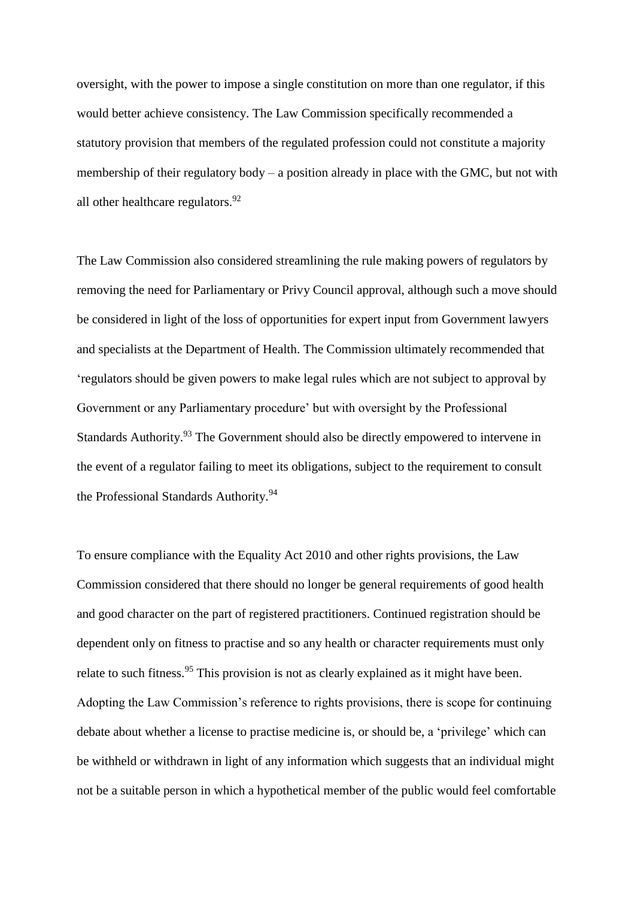oversight, with the power to impose a single constitution on more than one regulator, if this would better achieve consistency. The Law Commission specifically recommended a statutory provision that members of the regulated profession could not constitute a majority membership of their regulatory body – a position already in place with the GMC, but not with all other healthcare regulators.[92]

The Law Commission also considered streamlining the rule making powers of regulators by removing the need for Parliamentary or Privy Council approval, although such a move should be considered in light of the loss of opportunities for expert input from Government lawyers and specialists at the Department of Health. The Commission ultimately recommended that 'regulators should be given powers to make legal rules which are not subject to approval by Government or any Parliamentary procedure' but with oversight by the Professional Standards Authority.[93] The Government should also be directly empowered to intervene in the event of a regulator failing to meet its obligations, subject to the requirement to consult the Professional Standards Authority.[94]

To ensure compliance with the Equality Act 2010 and other rights provisions, the Law Commission considered that there should no longer be general requirements of good health and good character on the part of registered practitioners. Continued registration should be dependent only on fitness to practise and so any health or character requirements must only relate to such fitness.[95] This provision is not as clearly explained as it might have been. Adopting the Law Commission's reference to rights provisions, there is scope for continuing debate about whether a license to practise medicine is, or should be, a 'privilege' which can be withheld or withdrawn in light of any information which suggests that an individual might not be a suitable person in which a hypothetical member of the public would feel comfortable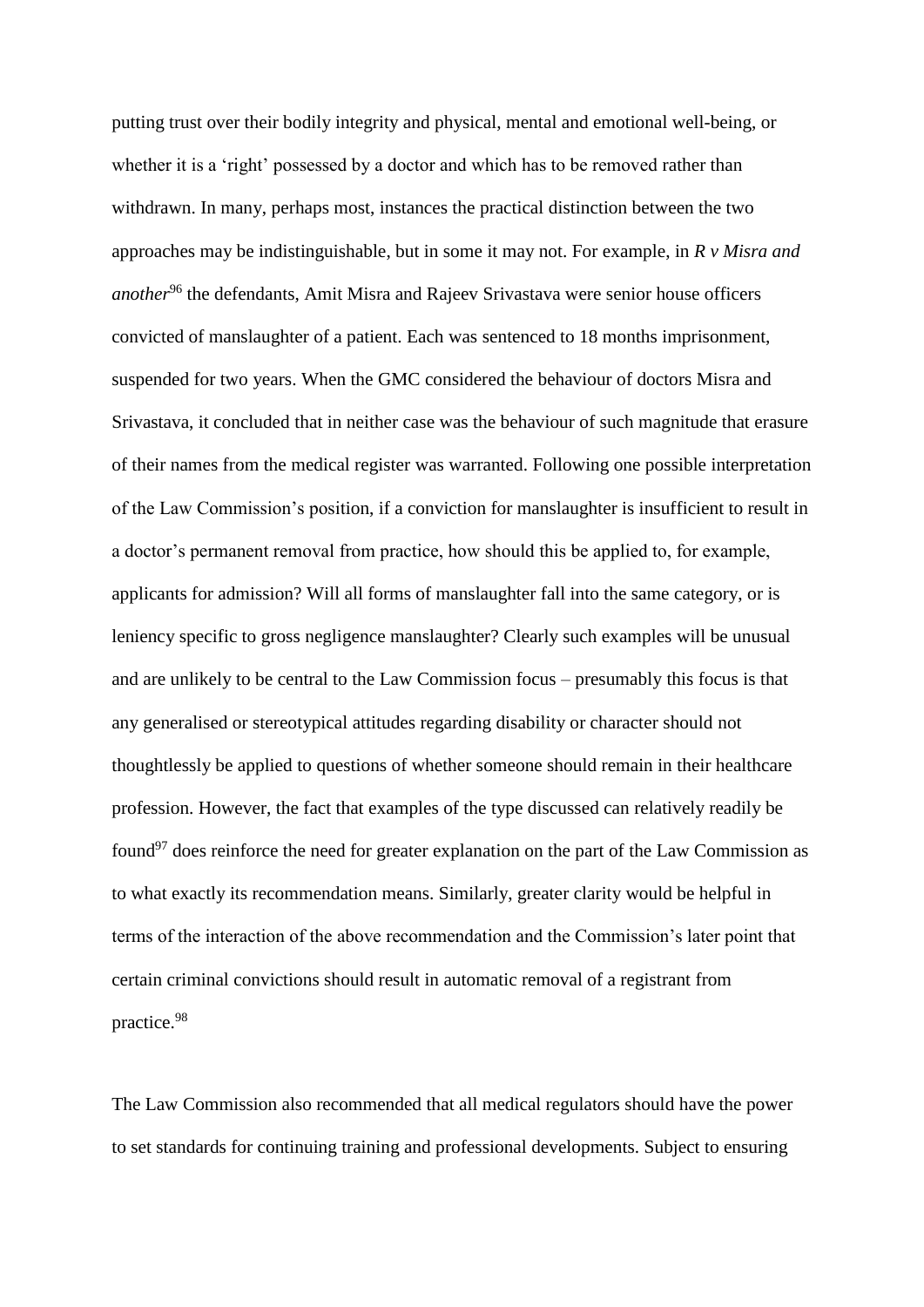putting trust over their bodily integrity and physical, mental and emotional well-being, or whether it is a 'right' possessed by a doctor and which has to be removed rather than withdrawn. In many, perhaps most, instances the practical distinction between the two approaches may be indistinguishable, but in some it may not. For example, in *R v Misra and another*[96] the defendants, Amit Misra and Rajeev Srivastava were senior house officers convicted of manslaughter of a patient. Each was sentenced to 18 months imprisonment, suspended for two years. When the GMC considered the behaviour of doctors Misra and Srivastava, it concluded that in neither case was the behaviour of such magnitude that erasure of their names from the medical register was warranted. Following one possible interpretation of the Law Commission's position, if a conviction for manslaughter is insufficient to result in a doctor's permanent removal from practice, how should this be applied to, for example, applicants for admission? Will all forms of manslaughter fall into the same category, or is leniency specific to gross negligence manslaughter? Clearly such examples will be unusual and are unlikely to be central to the Law Commission focus – presumably this focus is that any generalised or stereotypical attitudes regarding disability or character should not thoughtlessly be applied to questions of whether someone should remain in their healthcare profession. However, the fact that examples of the type discussed can relatively readily be found[97] does reinforce the need for greater explanation on the part of the Law Commission as to what exactly its recommendation means. Similarly, greater clarity would be helpful in terms of the interaction of the above recommendation and the Commission's later point that certain criminal convictions should result in automatic removal of a registrant from practice.[98]

The Law Commission also recommended that all medical regulators should have the power to set standards for continuing training and professional developments. Subject to ensuring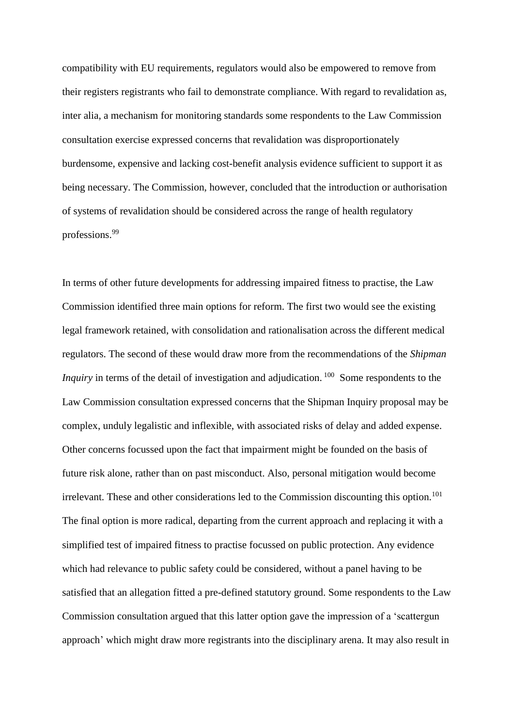compatibility with EU requirements, regulators would also be empowered to remove from their registers registrants who fail to demonstrate compliance. With regard to revalidation as, inter alia, a mechanism for monitoring standards some respondents to the Law Commission consultation exercise expressed concerns that revalidation was disproportionately burdensome, expensive and lacking cost-benefit analysis evidence sufficient to support it as being necessary. The Commission, however, concluded that the introduction or authorisation of systems of revalidation should be considered across the range of health regulatory professions.[99]

In terms of other future developments for addressing impaired fitness to practise, the Law Commission identified three main options for reform. The first two would see the existing legal framework retained, with consolidation and rationalisation across the different medical regulators. The second of these would draw more from the recommendations of the *Shipman Inquiry* in terms of the detail of investigation and adjudication.[100] Some respondents to the Law Commission consultation expressed concerns that the Shipman Inquiry proposal may be complex, unduly legalistic and inflexible, with associated risks of delay and added expense. Other concerns focussed upon the fact that impairment might be founded on the basis of future risk alone, rather than on past misconduct. Also, personal mitigation would become irrelevant. These and other considerations led to the Commission discounting this option.[101] The final option is more radical, departing from the current approach and replacing it with a simplified test of impaired fitness to practise focussed on public protection. Any evidence which had relevance to public safety could be considered, without a panel having to be satisfied that an allegation fitted a pre-defined statutory ground. Some respondents to the Law Commission consultation argued that this latter option gave the impression of a 'scattergun approach' which might draw more registrants into the disciplinary arena. It may also result in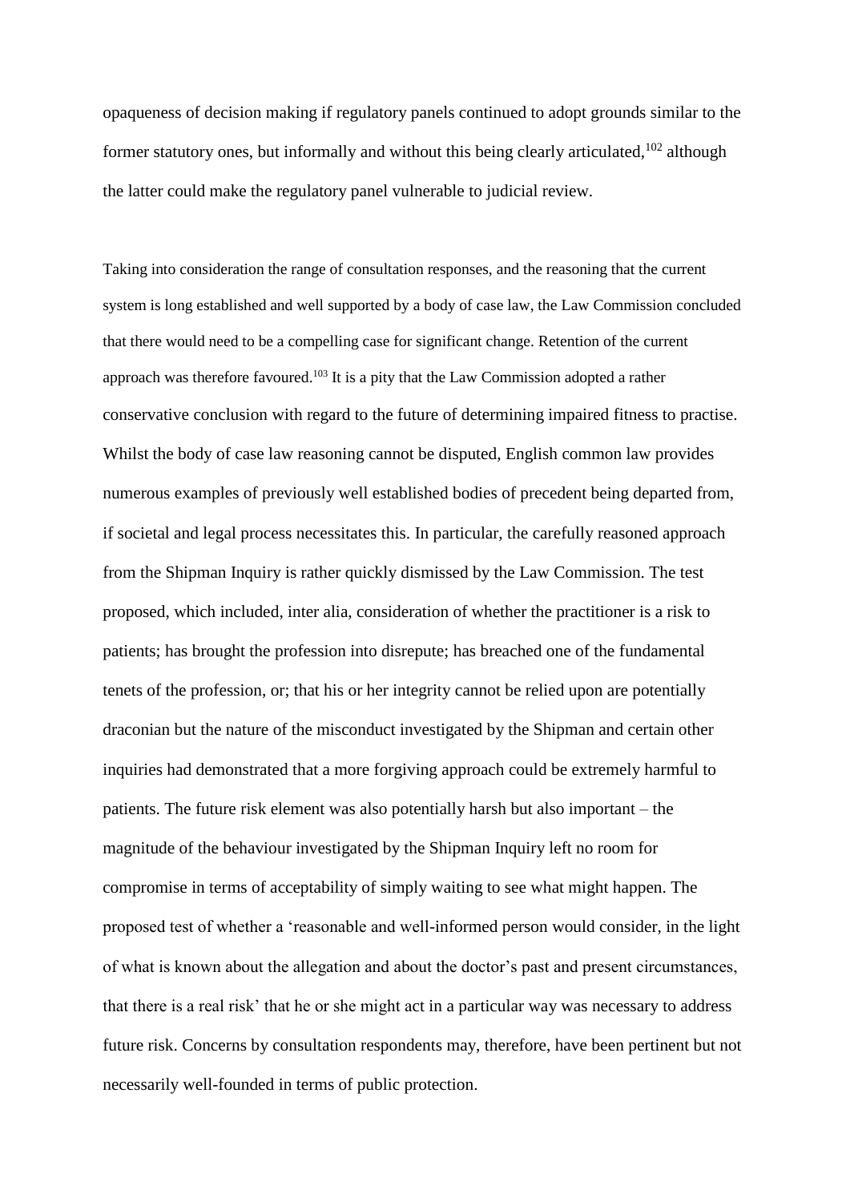opaqueness of decision making if regulatory panels continued to adopt grounds similar to the former statutory ones, but informally and without this being clearly articulated,[102] although the latter could make the regulatory panel vulnerable to judicial review.

Taking into consideration the range of consultation responses, and the reasoning that the current system is long established and well supported by a body of case law, the Law Commission concluded that there would need to be a compelling case for significant change. Retention of the current approach was therefore favoured.[103] It is a pity that the Law Commission adopted a rather conservative conclusion with regard to the future of determining impaired fitness to practise. Whilst the body of case law reasoning cannot be disputed, English common law provides numerous examples of previously well established bodies of precedent being departed from, if societal and legal process necessitates this. In particular, the carefully reasoned approach from the Shipman Inquiry is rather quickly dismissed by the Law Commission. The test proposed, which included, inter alia, consideration of whether the practitioner is a risk to patients; has brought the profession into disrepute; has breached one of the fundamental tenets of the profession, or; that his or her integrity cannot be relied upon are potentially draconian but the nature of the misconduct investigated by the Shipman and certain other inquiries had demonstrated that a more forgiving approach could be extremely harmful to patients. The future risk element was also potentially harsh but also important – the magnitude of the behaviour investigated by the Shipman Inquiry left no room for compromise in terms of acceptability of simply waiting to see what might happen. The proposed test of whether a 'reasonable and well-informed person would consider, in the light of what is known about the allegation and about the doctor's past and present circumstances, that there is a real risk' that he or she might act in a particular way was necessary to address future risk. Concerns by consultation respondents may, therefore, have been pertinent but not necessarily well-founded in terms of public protection.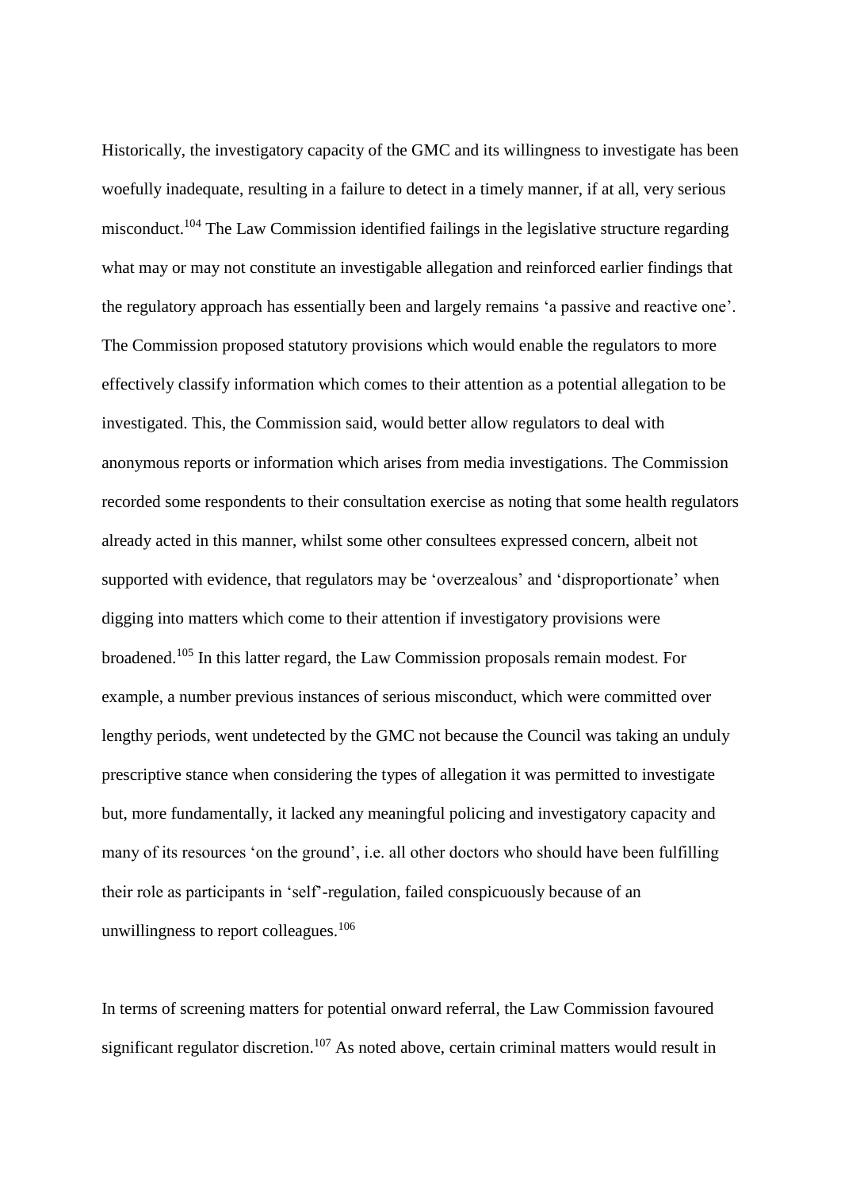Historically, the investigatory capacity of the GMC and its willingness to investigate has been woefully inadequate, resulting in a failure to detect in a timely manner, if at all, very serious misconduct.[104] The Law Commission identified failings in the legislative structure regarding what may or may not constitute an investigable allegation and reinforced earlier findings that the regulatory approach has essentially been and largely remains 'a passive and reactive one'. The Commission proposed statutory provisions which would enable the regulators to more effectively classify information which comes to their attention as a potential allegation to be investigated. This, the Commission said, would better allow regulators to deal with anonymous reports or information which arises from media investigations. The Commission recorded some respondents to their consultation exercise as noting that some health regulators already acted in this manner, whilst some other consultees expressed concern, albeit not supported with evidence, that regulators may be 'overzealous' and 'disproportionate' when digging into matters which come to their attention if investigatory provisions were broadened.[105] In this latter regard, the Law Commission proposals remain modest. For example, a number previous instances of serious misconduct, which were committed over lengthy periods, went undetected by the GMC not because the Council was taking an unduly prescriptive stance when considering the types of allegation it was permitted to investigate but, more fundamentally, it lacked any meaningful policing and investigatory capacity and many of its resources 'on the ground', i.e. all other doctors who should have been fulfilling their role as participants in 'self'-regulation, failed conspicuously because of an unwillingness to report colleagues.[106]

In terms of screening matters for potential onward referral, the Law Commission favoured significant regulator discretion.[107] As noted above, certain criminal matters would result in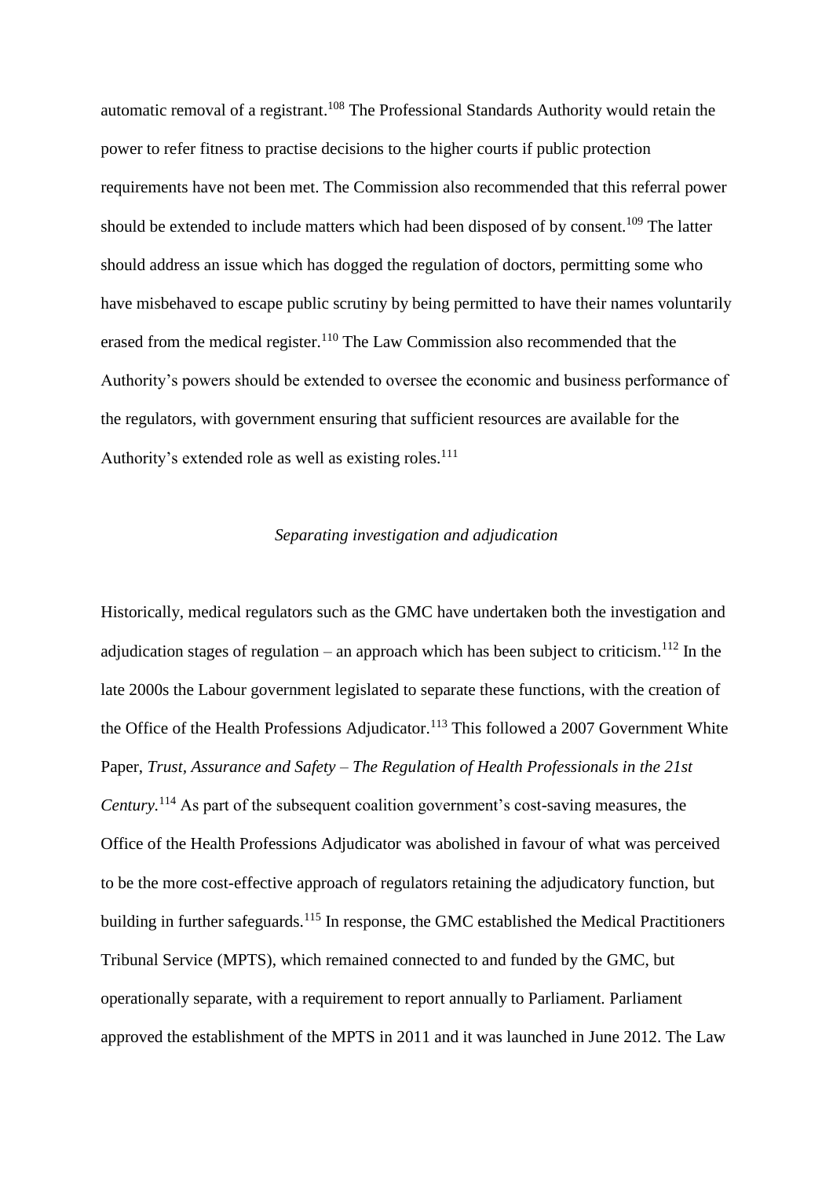automatic removal of a registrant.[108] The Professional Standards Authority would retain the power to refer fitness to practise decisions to the higher courts if public protection requirements have not been met. The Commission also recommended that this referral power should be extended to include matters which had been disposed of by consent.[109] The latter should address an issue which has dogged the regulation of doctors, permitting some who have misbehaved to escape public scrutiny by being permitted to have their names voluntarily erased from the medical register.[110] The Law Commission also recommended that the Authority's powers should be extended to oversee the economic and business performance of the regulators, with government ensuring that sufficient resources are available for the Authority's extended role as well as existing roles.[111]

### *Separating investigation and adjudication*

Historically, medical regulators such as the GMC have undertaken both the investigation and adjudication stages of regulation – an approach which has been subject to criticism.[112] In the late 2000s the Labour government legislated to separate these functions, with the creation of the Office of the Health Professions Adjudicator.[113] This followed a 2007 Government White Paper, *Trust, Assurance and Safety – The Regulation of Health Professionals in the 21st Century.*[114] As part of the subsequent coalition government's cost-saving measures, the Office of the Health Professions Adjudicator was abolished in favour of what was perceived to be the more cost-effective approach of regulators retaining the adjudicatory function, but building in further safeguards.[115] In response, the GMC established the Medical Practitioners Tribunal Service (MPTS), which remained connected to and funded by the GMC, but operationally separate, with a requirement to report annually to Parliament. Parliament approved the establishment of the MPTS in 2011 and it was launched in June 2012. The Law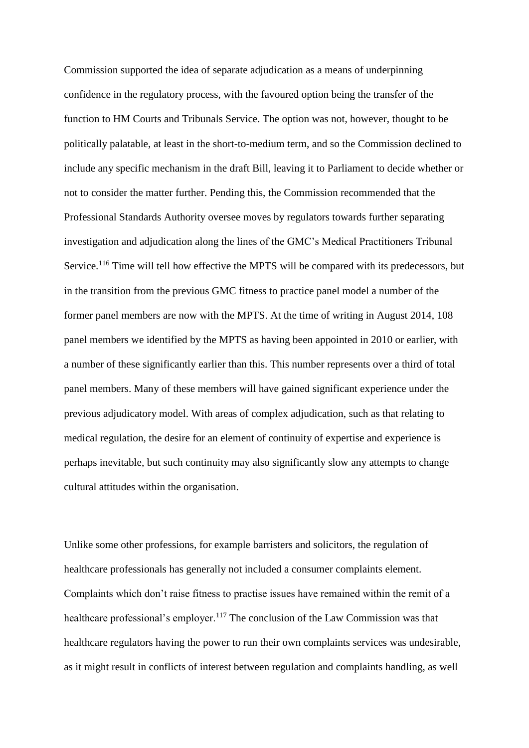Commission supported the idea of separate adjudication as a means of underpinning confidence in the regulatory process, with the favoured option being the transfer of the function to HM Courts and Tribunals Service. The option was not, however, thought to be politically palatable, at least in the short-to-medium term, and so the Commission declined to include any specific mechanism in the draft Bill, leaving it to Parliament to decide whether or not to consider the matter further. Pending this, the Commission recommended that the Professional Standards Authority oversee moves by regulators towards further separating investigation and adjudication along the lines of the GMC's Medical Practitioners Tribunal Service.[116] Time will tell how effective the MPTS will be compared with its predecessors, but in the transition from the previous GMC fitness to practice panel model a number of the former panel members are now with the MPTS. At the time of writing in August 2014, 108 panel members we identified by the MPTS as having been appointed in 2010 or earlier, with a number of these significantly earlier than this. This number represents over a third of total panel members. Many of these members will have gained significant experience under the previous adjudicatory model. With areas of complex adjudication, such as that relating to medical regulation, the desire for an element of continuity of expertise and experience is perhaps inevitable, but such continuity may also significantly slow any attempts to change cultural attitudes within the organisation.

Unlike some other professions, for example barristers and solicitors, the regulation of healthcare professionals has generally not included a consumer complaints element. Complaints which don't raise fitness to practise issues have remained within the remit of a healthcare professional's employer.[117] The conclusion of the Law Commission was that healthcare regulators having the power to run their own complaints services was undesirable, as it might result in conflicts of interest between regulation and complaints handling, as well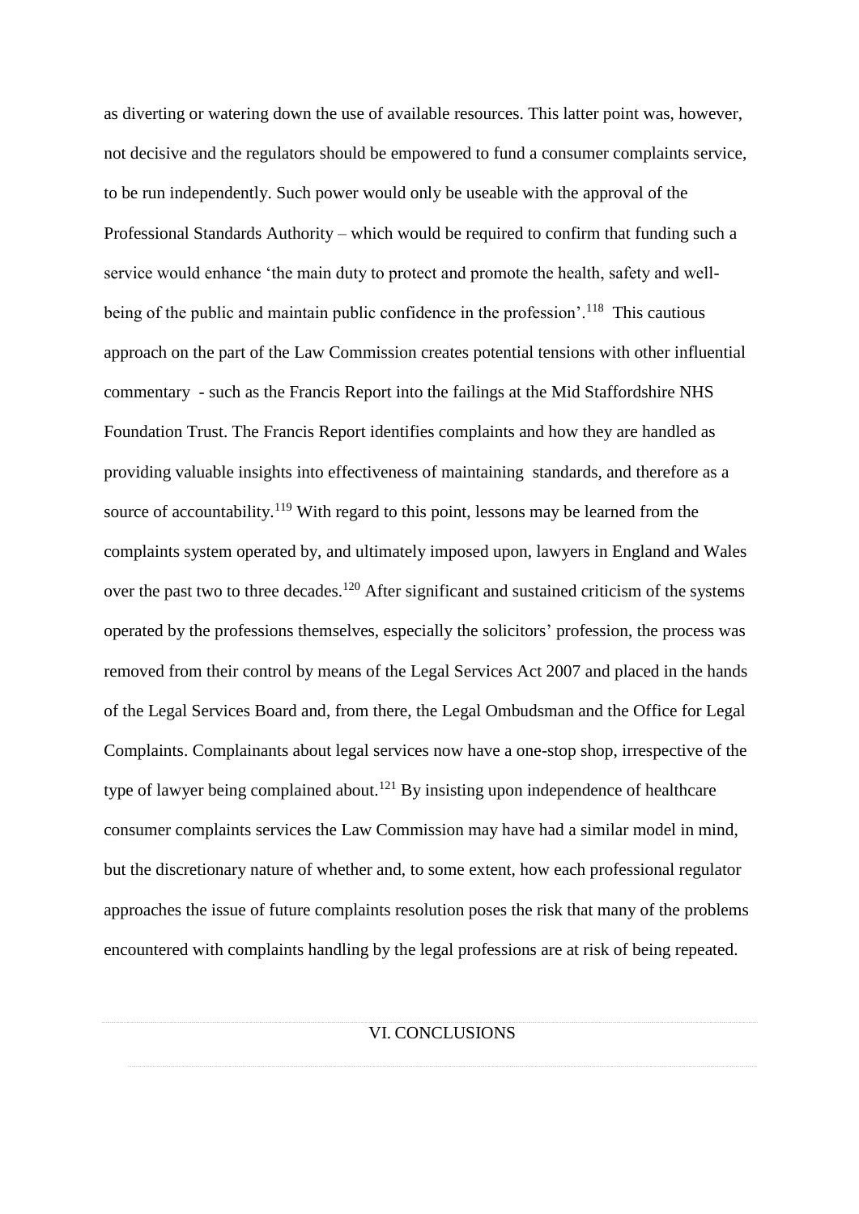as diverting or watering down the use of available resources. This latter point was, however, not decisive and the regulators should be empowered to fund a consumer complaints service, to be run independently. Such power would only be useable with the approval of the Professional Standards Authority – which would be required to confirm that funding such a service would enhance 'the main duty to protect and promote the health, safety and well-being of the public and maintain public confidence in the profession'.[118] This cautious approach on the part of the Law Commission creates potential tensions with other influential commentary - such as the Francis Report into the failings at the Mid Staffordshire NHS Foundation Trust. The Francis Report identifies complaints and how they are handled as providing valuable insights into effectiveness of maintaining standards, and therefore as a source of accountability.[119] With regard to this point, lessons may be learned from the complaints system operated by, and ultimately imposed upon, lawyers in England and Wales over the past two to three decades.[120] After significant and sustained criticism of the systems operated by the professions themselves, especially the solicitors' profession, the process was removed from their control by means of the Legal Services Act 2007 and placed in the hands of the Legal Services Board and, from there, the Legal Ombudsman and the Office for Legal Complaints. Complainants about legal services now have a one-stop shop, irrespective of the type of lawyer being complained about.[121] By insisting upon independence of healthcare consumer complaints services the Law Commission may have had a similar model in mind, but the discretionary nature of whether and, to some extent, how each professional regulator approaches the issue of future complaints resolution poses the risk that many of the problems encountered with complaints handling by the legal professions are at risk of being repeated.

## VI. CONCLUSIONS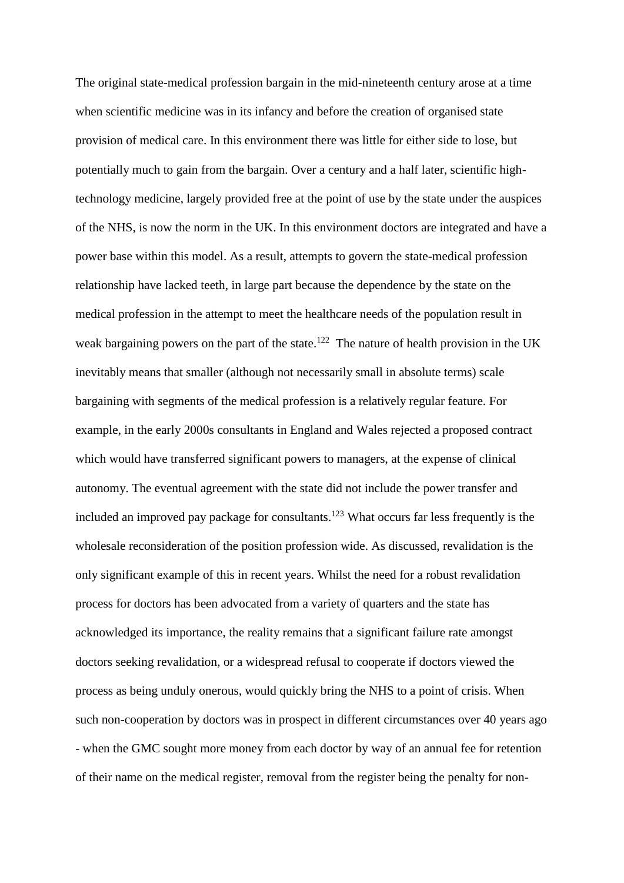The original state-medical profession bargain in the mid-nineteenth century arose at a time when scientific medicine was in its infancy and before the creation of organised state provision of medical care. In this environment there was little for either side to lose, but potentially much to gain from the bargain. Over a century and a half later, scientific high-technology medicine, largely provided free at the point of use by the state under the auspices of the NHS, is now the norm in the UK. In this environment doctors are integrated and have a power base within this model. As a result, attempts to govern the state-medical profession relationship have lacked teeth, in large part because the dependence by the state on the medical profession in the attempt to meet the healthcare needs of the population result in weak bargaining powers on the part of the state.[122] The nature of health provision in the UK inevitably means that smaller (although not necessarily small in absolute terms) scale bargaining with segments of the medical profession is a relatively regular feature. For example, in the early 2000s consultants in England and Wales rejected a proposed contract which would have transferred significant powers to managers, at the expense of clinical autonomy. The eventual agreement with the state did not include the power transfer and included an improved pay package for consultants.[123] What occurs far less frequently is the wholesale reconsideration of the position profession wide. As discussed, revalidation is the only significant example of this in recent years. Whilst the need for a robust revalidation process for doctors has been advocated from a variety of quarters and the state has acknowledged its importance, the reality remains that a significant failure rate amongst doctors seeking revalidation, or a widespread refusal to cooperate if doctors viewed the process as being unduly onerous, would quickly bring the NHS to a point of crisis. When such non-cooperation by doctors was in prospect in different circumstances over 40 years ago - when the GMC sought more money from each doctor by way of an annual fee for retention of their name on the medical register, removal from the register being the penalty for non-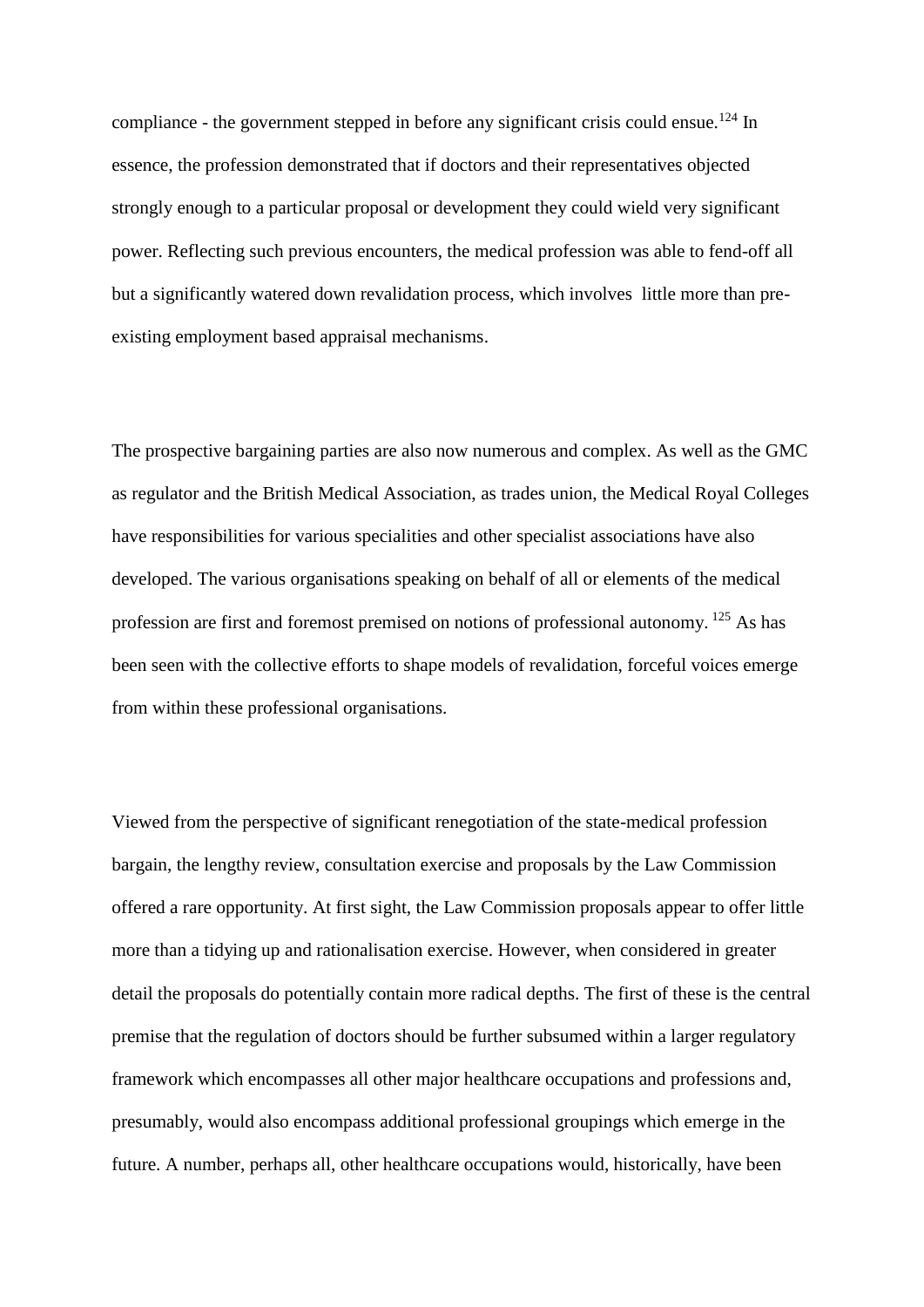compliance - the government stepped in before any significant crisis could ensue.[124] In essence, the profession demonstrated that if doctors and their representatives objected strongly enough to a particular proposal or development they could wield very significant power. Reflecting such previous encounters, the medical profession was able to fend-off all but a significantly watered down revalidation process, which involves little more than pre-existing employment based appraisal mechanisms.

The prospective bargaining parties are also now numerous and complex. As well as the GMC as regulator and the British Medical Association, as trades union, the Medical Royal Colleges have responsibilities for various specialities and other specialist associations have also developed. The various organisations speaking on behalf of all or elements of the medical profession are first and foremost premised on notions of professional autonomy. [125] As has been seen with the collective efforts to shape models of revalidation, forceful voices emerge from within these professional organisations.

Viewed from the perspective of significant renegotiation of the state-medical profession bargain, the lengthy review, consultation exercise and proposals by the Law Commission offered a rare opportunity. At first sight, the Law Commission proposals appear to offer little more than a tidying up and rationalisation exercise. However, when considered in greater detail the proposals do potentially contain more radical depths. The first of these is the central premise that the regulation of doctors should be further subsumed within a larger regulatory framework which encompasses all other major healthcare occupations and professions and, presumably, would also encompass additional professional groupings which emerge in the future. A number, perhaps all, other healthcare occupations would, historically, have been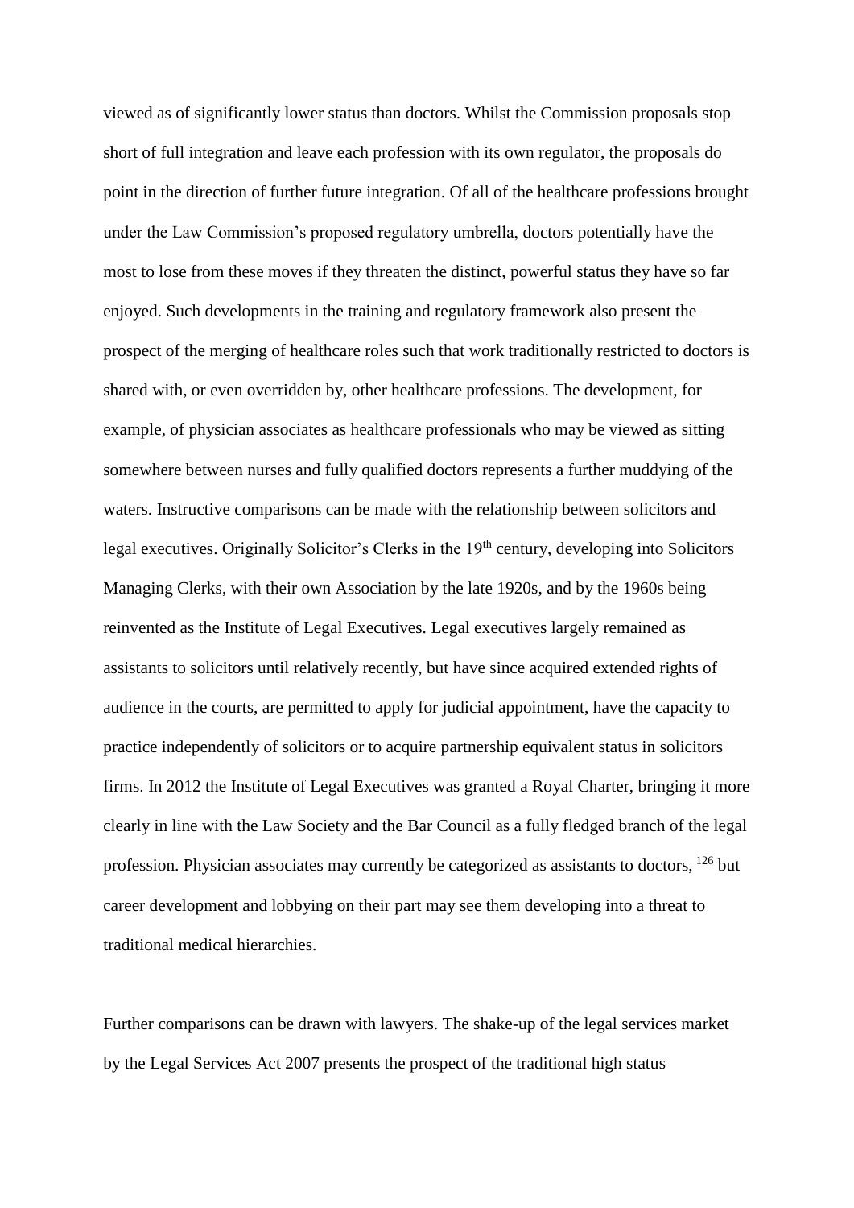viewed as of significantly lower status than doctors. Whilst the Commission proposals stop short of full integration and leave each profession with its own regulator, the proposals do point in the direction of further future integration. Of all of the healthcare professions brought under the Law Commission's proposed regulatory umbrella, doctors potentially have the most to lose from these moves if they threaten the distinct, powerful status they have so far enjoyed. Such developments in the training and regulatory framework also present the prospect of the merging of healthcare roles such that work traditionally restricted to doctors is shared with, or even overridden by, other healthcare professions. The development, for example, of physician associates as healthcare professionals who may be viewed as sitting somewhere between nurses and fully qualified doctors represents a further muddying of the waters. Instructive comparisons can be made with the relationship between solicitors and legal executives. Originally Solicitor's Clerks in the 19th century, developing into Solicitors Managing Clerks, with their own Association by the late 1920s, and by the 1960s being reinvented as the Institute of Legal Executives. Legal executives largely remained as assistants to solicitors until relatively recently, but have since acquired extended rights of audience in the courts, are permitted to apply for judicial appointment, have the capacity to practice independently of solicitors or to acquire partnership equivalent status in solicitors firms. In 2012 the Institute of Legal Executives was granted a Royal Charter, bringing it more clearly in line with the Law Society and the Bar Council as a fully fledged branch of the legal profession. Physician associates may currently be categorized as assistants to doctors, [126] but career development and lobbying on their part may see them developing into a threat to traditional medical hierarchies.

Further comparisons can be drawn with lawyers. The shake-up of the legal services market by the Legal Services Act 2007 presents the prospect of the traditional high status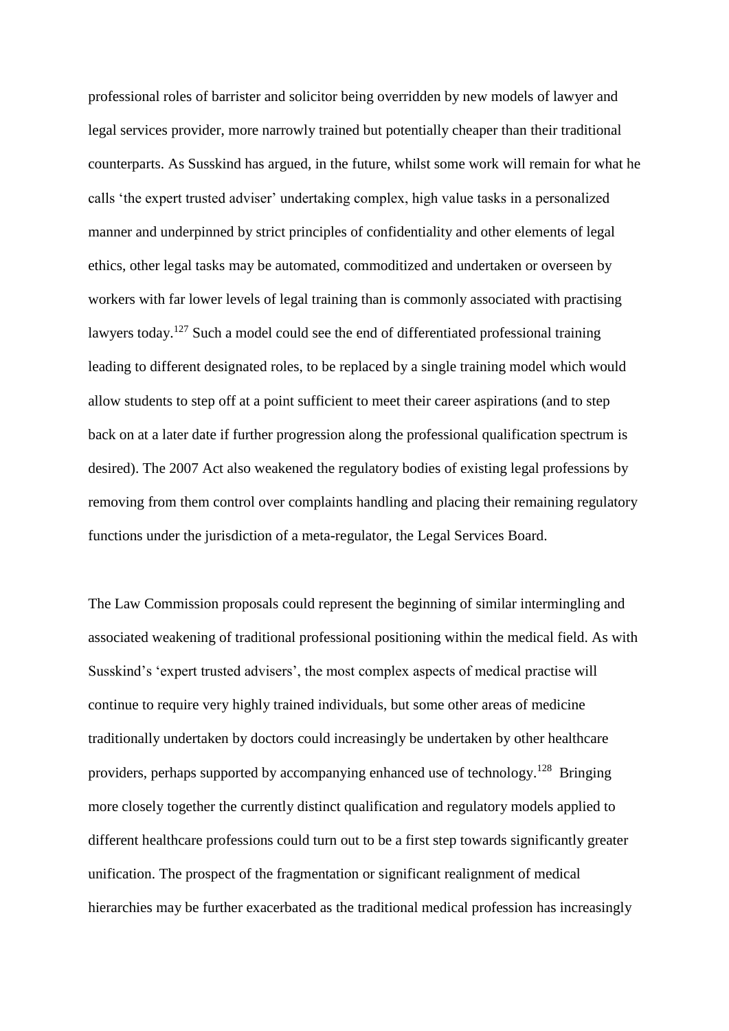professional roles of barrister and solicitor being overridden by new models of lawyer and legal services provider, more narrowly trained but potentially cheaper than their traditional counterparts. As Susskind has argued, in the future, whilst some work will remain for what he calls 'the expert trusted adviser' undertaking complex, high value tasks in a personalized manner and underpinned by strict principles of confidentiality and other elements of legal ethics, other legal tasks may be automated, commoditized and undertaken or overseen by workers with far lower levels of legal training than is commonly associated with practising lawyers today.[127] Such a model could see the end of differentiated professional training leading to different designated roles, to be replaced by a single training model which would allow students to step off at a point sufficient to meet their career aspirations (and to step back on at a later date if further progression along the professional qualification spectrum is desired). The 2007 Act also weakened the regulatory bodies of existing legal professions by removing from them control over complaints handling and placing their remaining regulatory functions under the jurisdiction of a meta-regulator, the Legal Services Board.

The Law Commission proposals could represent the beginning of similar intermingling and associated weakening of traditional professional positioning within the medical field. As with Susskind's 'expert trusted advisers', the most complex aspects of medical practise will continue to require very highly trained individuals, but some other areas of medicine traditionally undertaken by doctors could increasingly be undertaken by other healthcare providers, perhaps supported by accompanying enhanced use of technology.[128] Bringing more closely together the currently distinct qualification and regulatory models applied to different healthcare professions could turn out to be a first step towards significantly greater unification. The prospect of the fragmentation or significant realignment of medical hierarchies may be further exacerbated as the traditional medical profession has increasingly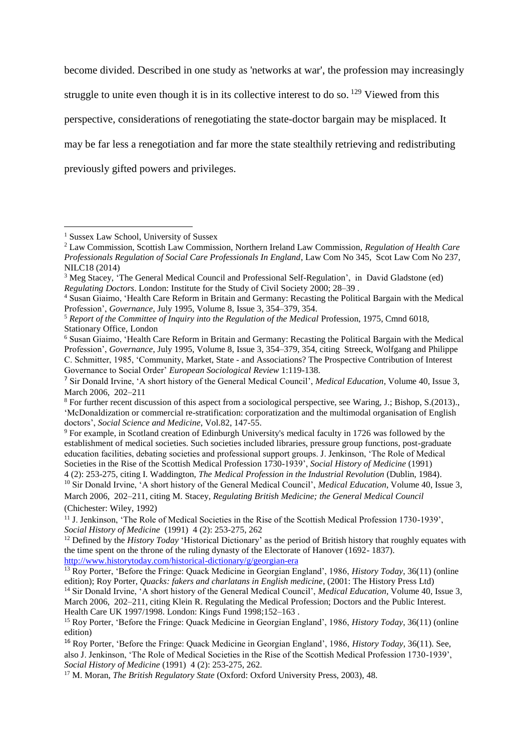become divided. Described in one study as 'networks at war', the profession may increasingly struggle to unite even though it is in its collective interest to do so. [129] Viewed from this perspective, considerations of renegotiating the state-doctor bargain may be misplaced. It may be far less a renegotiation and far more the state stealthily retrieving and redistributing previously gifted powers and privileges.

---

[1] Sussex Law School, University of Sussex

[2] Law Commission, Scottish Law Commission, Northern Ireland Law Commission, *Regulation of Health Care Professionals Regulation of Social Care Professionals In England*, Law Com No 345, Scot Law Com No 237, NILC18 (2014)

[3] Meg Stacey, 'The General Medical Council and Professional Self-Regulation', in David Gladstone (ed) *Regulating Doctors*. London: Institute for the Study of Civil Society 2000; 28–39 .

[4] Susan Giaimo, 'Health Care Reform in Britain and Germany: Recasting the Political Bargain with the Medical Profession', *Governance*, July 1995, Volume 8, Issue 3, 354–379, 354.

[5] *Report of the Committee of Inquiry into the Regulation of the Medical* Profession, 1975, Cmnd 6018, Stationary Office, London

[6] Susan Giaimo, 'Health Care Reform in Britain and Germany: Recasting the Political Bargain with the Medical Profession', *Governance*, July 1995, Volume 8, Issue 3, 354–379, 354, citing Streeck, Wolfgang and Philippe C. Schmitter, 1985, 'Community, Market, State - and Associations? The Prospective Contribution of Interest Governance to Social Order' *European Sociological Review* 1:119-138.

[7] Sir Donald Irvine, 'A short history of the General Medical Council', *Medical Education*, Volume 40, Issue 3, March 2006, 202–211

[8] For further recent discussion of this aspect from a sociological perspective, see Waring, J.; Bishop, S.(2013)., 'McDonaldization or commercial re-stratification: corporatization and the multimodal organisation of English doctors', *Social Science and Medicine*, Vol.82, 147-55.

[9] For example, in Scotland creation of Edinburgh University's medical faculty in 1726 was followed by the establishment of medical societies. Such societies included libraries, pressure group functions, post-graduate education facilities, debating societies and professional support groups. J. Jenkinson, 'The Role of Medical Societies in the Rise of the Scottish Medical Profession 1730-1939', *Social History of Medicine* (1991) 4 (2): 253-275, citing I. Waddington, *The Medical Profession in the Industrial Revolution* (Dublin, 1984).

[10] Sir Donald Irvine, 'A short history of the General Medical Council', *Medical Education*, Volume 40, Issue 3, March 2006, 202–211, citing M. Stacey, *Regulating British Medicine; the General Medical Council* (Chichester: Wiley, 1992)

[11] J. Jenkinson, 'The Role of Medical Societies in the Rise of the Scottish Medical Profession 1730-1939', *Social History of Medicine* (1991) 4 (2): 253-275, 262

[12] Defined by the *History Today* 'Historical Dictionary' as the period of British history that roughly equates with the time spent on the throne of the ruling dynasty of the Electorate of Hanover (1692- 1837). http://www.historytoday.com/historical-dictionary/g/georgian-era

[13] Roy Porter, 'Before the Fringe: Quack Medicine in Georgian England', 1986, *History Today*, 36(11) (online edition); Roy Porter, *Quacks: fakers and charlatans in English medicine*, (2001: The History Press Ltd)

[14] Sir Donald Irvine, 'A short history of the General Medical Council', *Medical Education*, Volume 40, Issue 3, March 2006, 202–211, citing Klein R. Regulating the Medical Profession; Doctors and the Public Interest. Health Care UK 1997/1998. London: Kings Fund 1998;152–163 .

[15] Roy Porter, 'Before the Fringe: Quack Medicine in Georgian England', 1986, *History Today*, 36(11) (online edition)

[16] Roy Porter, 'Before the Fringe: Quack Medicine in Georgian England', 1986, *History Today*, 36(11). See, also J. Jenkinson, 'The Role of Medical Societies in the Rise of the Scottish Medical Profession 1730-1939', *Social History of Medicine* (1991) 4 (2): 253-275, 262.

[17] M. Moran, *The British Regulatory State* (Oxford: Oxford University Press, 2003), 48.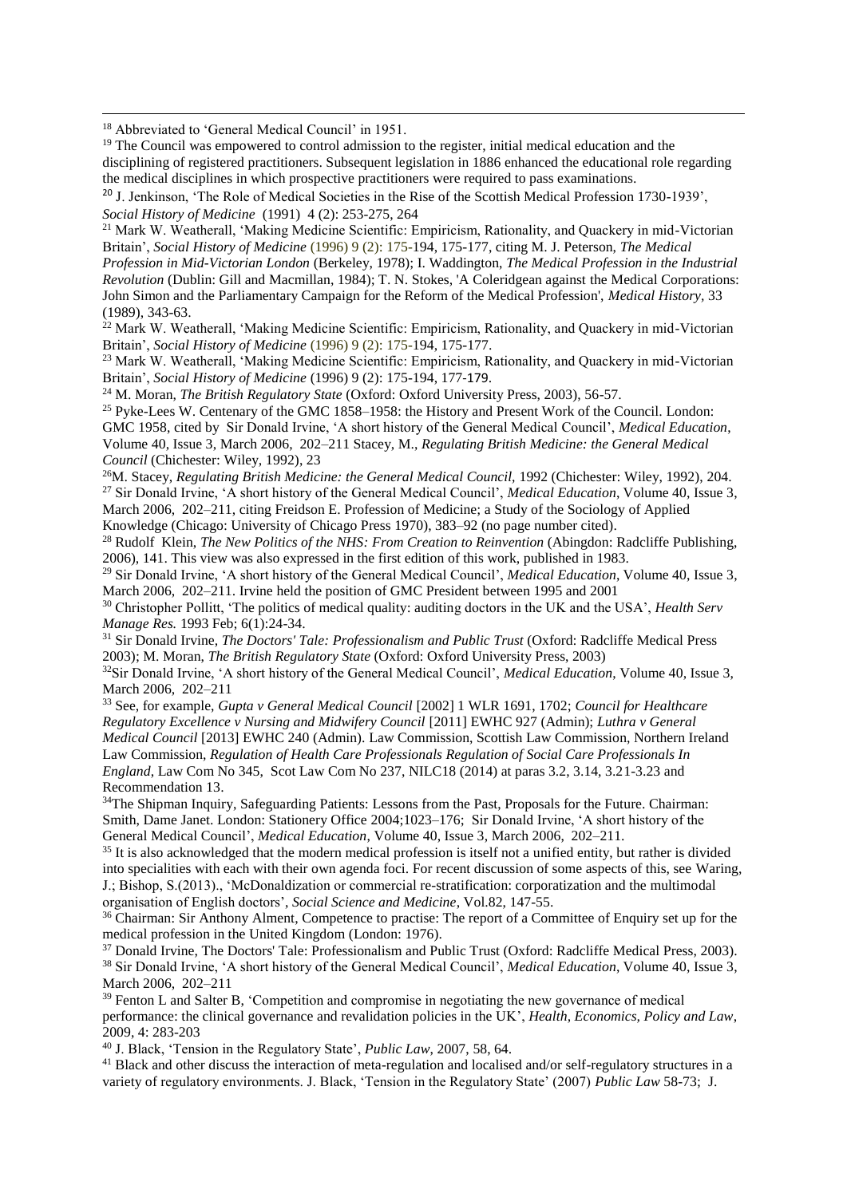[18] Abbreviated to 'General Medical Council' in 1951.

[19] The Council was empowered to control admission to the register, initial medical education and the disciplining of registered practitioners. Subsequent legislation in 1886 enhanced the educational role regarding the medical disciplines in which prospective practitioners were required to pass examinations.

[20] J. Jenkinson, 'The Role of Medical Societies in the Rise of the Scottish Medical Profession 1730-1939', *Social History of Medicine* (1991) 4 (2): 253-275, 264

[21] Mark W. Weatherall, 'Making Medicine Scientific: Empiricism, Rationality, and Quackery in mid-Victorian Britain', *Social History of Medicine* (1996) 9 (2): 175-194, 175-177, citing M. J. Peterson, *The Medical Profession in Mid-Victorian London* (Berkeley, 1978); I. Waddington, *The Medical Profession in the Industrial Revolution* (Dublin: Gill and Macmillan, 1984); T. N. Stokes, 'A Coleridgean against the Medical Corporations: John Simon and the Parliamentary Campaign for the Reform of the Medical Profession', *Medical History*, 33 (1989), 343-63.

[22] Mark W. Weatherall, 'Making Medicine Scientific: Empiricism, Rationality, and Quackery in mid-Victorian Britain', *Social History of Medicine* (1996) 9 (2): 175-194, 175-177.

[23] Mark W. Weatherall, 'Making Medicine Scientific: Empiricism, Rationality, and Quackery in mid-Victorian Britain', *Social History of Medicine* (1996) 9 (2): 175-194, 177-179.

[24] M. Moran, *The British Regulatory State* (Oxford: Oxford University Press, 2003), 56-57.

[25] Pyke-Lees W. Centenary of the GMC 1858–1958: the History and Present Work of the Council. London: GMC 1958, cited by Sir Donald Irvine, 'A short history of the General Medical Council', *Medical Education*, Volume 40, Issue 3, March 2006, 202–211 Stacey, M., *Regulating British Medicine: the General Medical Council* (Chichester: Wiley, 1992), 23

[26] M. Stacey, *Regulating British Medicine: the General Medical Council*, 1992 (Chichester: Wiley, 1992), 204.

[27] Sir Donald Irvine, 'A short history of the General Medical Council', *Medical Education*, Volume 40, Issue 3, March 2006, 202–211, citing Freidson E. Profession of Medicine; a Study of the Sociology of Applied Knowledge (Chicago: University of Chicago Press 1970), 383–92 (no page number cited).

[28] Rudolf Klein, *The New Politics of the NHS: From Creation to Reinvention* (Abingdon: Radcliffe Publishing, 2006), 141. This view was also expressed in the first edition of this work, published in 1983.

[29] Sir Donald Irvine, 'A short history of the General Medical Council', *Medical Education*, Volume 40, Issue 3, March 2006, 202–211. Irvine held the position of GMC President between 1995 and 2001

[30] Christopher Pollitt, 'The politics of medical quality: auditing doctors in the UK and the USA', *Health Serv Manage Res.* 1993 Feb; 6(1):24-34.

[31] Sir Donald Irvine, *The Doctors' Tale: Professionalism and Public Trust* (Oxford: Radcliffe Medical Press 2003); M. Moran, *The British Regulatory State* (Oxford: Oxford University Press, 2003)

[32] Sir Donald Irvine, 'A short history of the General Medical Council', *Medical Education*, Volume 40, Issue 3, March 2006, 202–211

[33] See, for example, *Gupta v General Medical Council* [2002] 1 WLR 1691, 1702; *Council for Healthcare Regulatory Excellence v Nursing and Midwifery Council* [2011] EWHC 927 (Admin); *Luthra v General Medical Council* [2013] EWHC 240 (Admin). Law Commission, Scottish Law Commission, Northern Ireland Law Commission, *Regulation of Health Care Professionals Regulation of Social Care Professionals In England*, Law Com No 345, Scot Law Com No 237, NILC18 (2014) at paras 3.2, 3.14, 3.21-3.23 and Recommendation 13.

[34] The Shipman Inquiry, Safeguarding Patients: Lessons from the Past, Proposals for the Future. Chairman: Smith, Dame Janet. London: Stationery Office 2004;1023–176; Sir Donald Irvine, 'A short history of the General Medical Council', *Medical Education*, Volume 40, Issue 3, March 2006, 202–211.

[35] It is also acknowledged that the modern medical profession is itself not a unified entity, but rather is divided into specialities with each with their own agenda foci. For recent discussion of some aspects of this, see Waring, J.; Bishop, S.(2013)., 'McDonaldization or commercial re-stratification: corporatization and the multimodal organisation of English doctors', *Social Science and Medicine*, Vol.82, 147-55.

[36] Chairman: Sir Anthony Alment, Competence to practise: The report of a Committee of Enquiry set up for the medical profession in the United Kingdom (London: 1976).

[37] Donald Irvine, The Doctors' Tale: Professionalism and Public Trust (Oxford: Radcliffe Medical Press, 2003).

[38] Sir Donald Irvine, 'A short history of the General Medical Council', *Medical Education*, Volume 40, Issue 3, March 2006, 202–211

[39] Fenton L and Salter B, 'Competition and compromise in negotiating the new governance of medical performance: the clinical governance and revalidation policies in the UK', *Health, Economics, Policy and Law*, 2009, 4: 283-203

[40] J. Black, 'Tension in the Regulatory State', *Public Law*, 2007, 58, 64.

[41] Black and other discuss the interaction of meta-regulation and localised and/or self-regulatory structures in a variety of regulatory environments. J. Black, 'Tension in the Regulatory State' (2007) *Public Law* 58-73; J.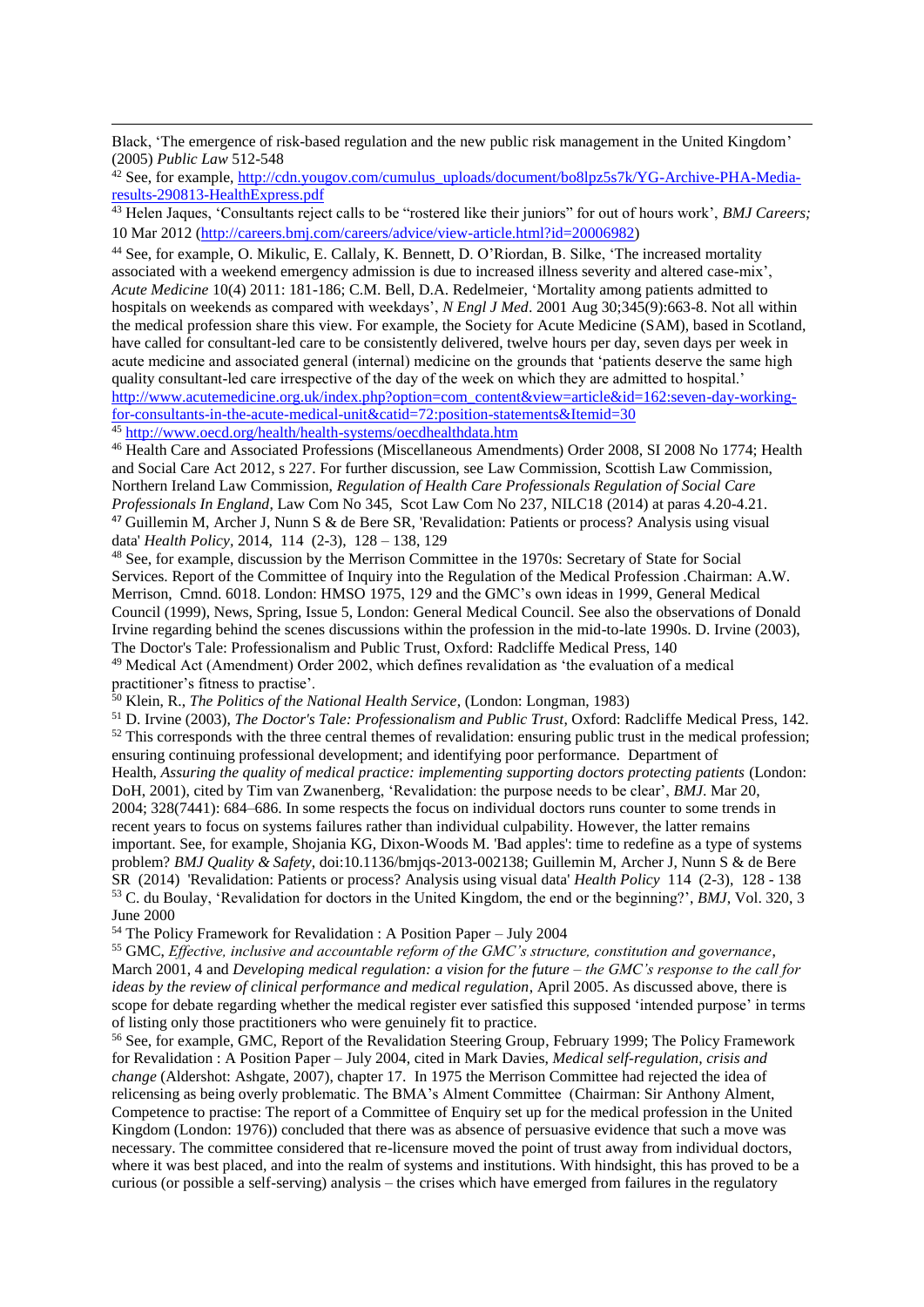Black, 'The emergence of risk-based regulation and the new public risk management in the United Kingdom' (2005) *Public Law* 512-548

[42] See, for example, http://cdn.yougov.com/cumulus_uploads/document/bo8lpz5s7k/YG-Archive-PHA-Media-results-290813-HealthExpress.pdf

[43] Helen Jaques, 'Consultants reject calls to be "rostered like their juniors" for out of hours work', *BMJ Careers;* 10 Mar 2012 (http://careers.bmj.com/careers/advice/view-article.html?id=20006982)

[44] See, for example, O. Mikulic, E. Callaly, K. Bennett, D. O'Riordan, B. Silke, 'The increased mortality associated with a weekend emergency admission is due to increased illness severity and altered case-mix', *Acute Medicine* 10(4) 2011: 181-186; C.M. Bell, D.A. Redelmeier, 'Mortality among patients admitted to hospitals on weekends as compared with weekdays', *N Engl J Med*. 2001 Aug 30;345(9):663-8. Not all within the medical profession share this view. For example, the Society for Acute Medicine (SAM), based in Scotland, have called for consultant-led care to be consistently delivered, twelve hours per day, seven days per week in acute medicine and associated general (internal) medicine on the grounds that 'patients deserve the same high quality consultant-led care irrespective of the day of the week on which they are admitted to hospital.' http://www.acutemedicine.org.uk/index.php?option=com_content&view=article&id=162:seven-day-working-for-consultants-in-the-acute-medical-unit&catid=72:position-statements&Itemid=30

[45] http://www.oecd.org/health/health-systems/oecdhealthdata.htm

[46] Health Care and Associated Professions (Miscellaneous Amendments) Order 2008, SI 2008 No 1774; Health and Social Care Act 2012, s 227. For further discussion, see Law Commission, Scottish Law Commission, Northern Ireland Law Commission, *Regulation of Health Care Professionals Regulation of Social Care Professionals In England*, Law Com No 345, Scot Law Com No 237, NILC18 (2014) at paras 4.20-4.21.

[47] Guillemin M, Archer J, Nunn S & de Bere SR, 'Revalidation: Patients or process? Analysis using visual data' *Health Policy*, 2014, 114 (2-3), 128 – 138, 129

[48] See, for example, discussion by the Merrison Committee in the 1970s: Secretary of State for Social Services. Report of the Committee of Inquiry into the Regulation of the Medical Profession .Chairman: A.W. Merrison, Cmnd. 6018. London: HMSO 1975, 129 and the GMC's own ideas in 1999, General Medical Council (1999), News, Spring, Issue 5, London: General Medical Council. See also the observations of Donald Irvine regarding behind the scenes discussions within the profession in the mid-to-late 1990s. D. Irvine (2003), The Doctor's Tale: Professionalism and Public Trust, Oxford: Radcliffe Medical Press, 140

[49] Medical Act (Amendment) Order 2002, which defines revalidation as 'the evaluation of a medical practitioner's fitness to practise'.

[50] Klein, R., *The Politics of the National Health Service*, (London: Longman, 1983)

[51] D. Irvine (2003), *The Doctor's Tale: Professionalism and Public Trust*, Oxford: Radcliffe Medical Press, 142.

[52] This corresponds with the three central themes of revalidation: ensuring public trust in the medical profession; ensuring continuing professional development; and identifying poor performance. Department of Health, *Assuring the quality of medical practice: implementing supporting doctors protecting patients* (London: DoH, 2001), cited by Tim van Zwanenberg, 'Revalidation: the purpose needs to be clear', *BMJ*. Mar 20, 2004; 328(7441): 684–686. In some respects the focus on individual doctors runs counter to some trends in recent years to focus on systems failures rather than individual culpability. However, the latter remains important. See, for example, Shojania KG, Dixon-Woods M. 'Bad apples': time to redefine as a type of systems problem? *BMJ Quality & Safety*, doi:10.1136/bmjqs-2013-002138; Guillemin M, Archer J, Nunn S & de Bere SR (2014) 'Revalidation: Patients or process? Analysis using visual data' *Health Policy* 114 (2-3), 128 - 138

[53] C. du Boulay, 'Revalidation for doctors in the United Kingdom, the end or the beginning?', *BMJ*, Vol. 320, 3 June 2000

[54] The Policy Framework for Revalidation : A Position Paper – July 2004

[55] GMC, *Effective, inclusive and accountable reform of the GMC's structure, constitution and governance*, March 2001, 4 and *Developing medical regulation: a vision for the future – the GMC's response to the call for ideas by the review of clinical performance and medical regulation*, April 2005. As discussed above, there is scope for debate regarding whether the medical register ever satisfied this supposed 'intended purpose' in terms of listing only those practitioners who were genuinely fit to practice.

[56] See, for example, GMC, Report of the Revalidation Steering Group, February 1999; The Policy Framework for Revalidation : A Position Paper – July 2004, cited in Mark Davies, *Medical self-regulation, crisis and change* (Aldershot: Ashgate, 2007), chapter 17. In 1975 the Merrison Committee had rejected the idea of relicensing as being overly problematic. The BMA's Alment Committee (Chairman: Sir Anthony Alment, Competence to practise: The report of a Committee of Enquiry set up for the medical profession in the United Kingdom (London: 1976)) concluded that there was as absence of persuasive evidence that such a move was necessary. The committee considered that re-licensure moved the point of trust away from individual doctors, where it was best placed, and into the realm of systems and institutions. With hindsight, this has proved to be a curious (or possible a self-serving) analysis – the crises which have emerged from failures in the regulatory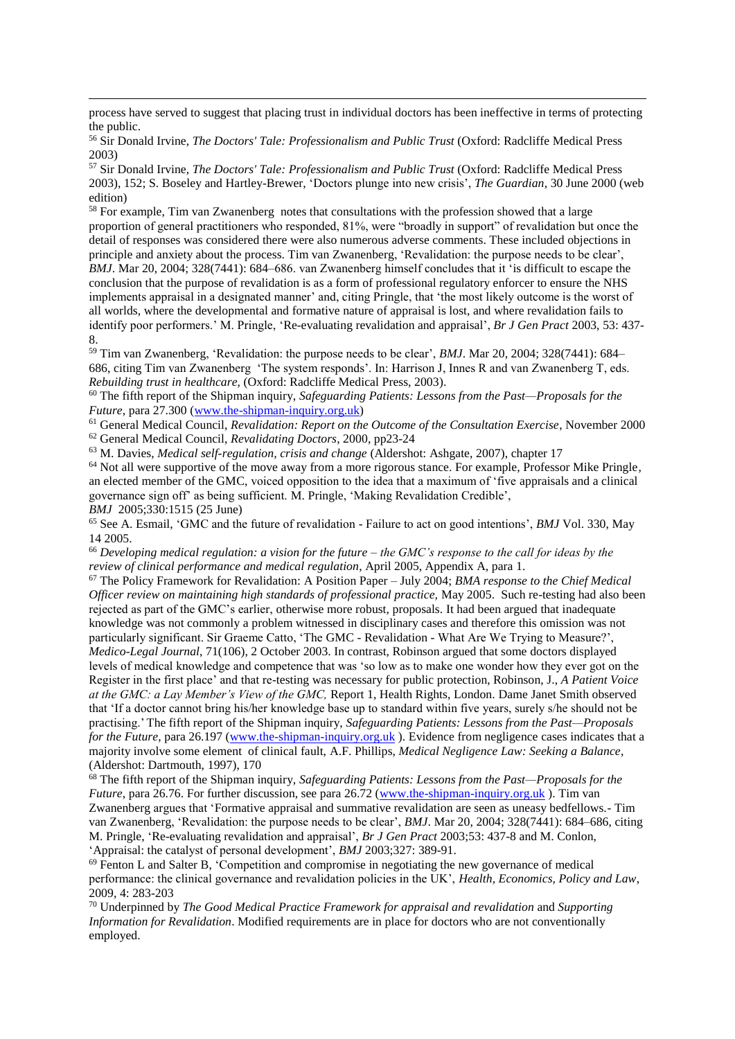process have served to suggest that placing trust in individual doctors has been ineffective in terms of protecting the public.

[56] Sir Donald Irvine, *The Doctors' Tale: Professionalism and Public Trust* (Oxford: Radcliffe Medical Press 2003)

[57] Sir Donald Irvine, *The Doctors' Tale: Professionalism and Public Trust* (Oxford: Radcliffe Medical Press 2003), 152; S. Boseley and Hartley-Brewer, 'Doctors plunge into new crisis', *The Guardian*, 30 June 2000 (web edition)

[58] For example, Tim van Zwanenberg notes that consultations with the profession showed that a large proportion of general practitioners who responded, 81%, were "broadly in support" of revalidation but once the detail of responses was considered there were also numerous adverse comments. These included objections in principle and anxiety about the process. Tim van Zwanenberg, 'Revalidation: the purpose needs to be clear', *BMJ*. Mar 20, 2004; 328(7441): 684–686. van Zwanenberg himself concludes that it 'is difficult to escape the conclusion that the purpose of revalidation is as a form of professional regulatory enforcer to ensure the NHS implements appraisal in a designated manner' and, citing Pringle, that 'the most likely outcome is the worst of all worlds, where the developmental and formative nature of appraisal is lost, and where revalidation fails to identify poor performers.' M. Pringle, 'Re-evaluating revalidation and appraisal', *Br J Gen Pract* 2003, 53: 437-8.

[59] Tim van Zwanenberg, 'Revalidation: the purpose needs to be clear', *BMJ*. Mar 20, 2004; 328(7441): 684–686, citing Tim van Zwanenberg 'The system responds'. In: Harrison J, Innes R and van Zwanenberg T, eds. *Rebuilding trust in healthcare*, (Oxford: Radcliffe Medical Press, 2003).

[60] The fifth report of the Shipman inquiry, *Safeguarding Patients: Lessons from the Past—Proposals for the Future*, para 27.300 (www.the-shipman-inquiry.org.uk)

[61] General Medical Council, *Revalidation: Report on the Outcome of the Consultation Exercise*, November 2000

[62] General Medical Council, *Revalidating Doctors*, 2000, pp23-24

[63] M. Davies, *Medical self-regulation, crisis and change* (Aldershot: Ashgate, 2007), chapter 17

[64] Not all were supportive of the move away from a more rigorous stance. For example, Professor Mike Pringle, an elected member of the GMC, voiced opposition to the idea that a maximum of 'five appraisals and a clinical governance sign off' as being sufficient. M. Pringle, 'Making Revalidation Credible', *BMJ* 2005;330:1515 (25 June)

[65] See A. Esmail, 'GMC and the future of revalidation - Failure to act on good intentions', *BMJ* Vol. 330, May 14 2005.

[66] *Developing medical regulation: a vision for the future – the GMC's response to the call for ideas by the review of clinical performance and medical regulation*, April 2005, Appendix A, para 1.

[67] The Policy Framework for Revalidation: A Position Paper – July 2004; *BMA response to the Chief Medical Officer review on maintaining high standards of professional practice*, May 2005. Such re-testing had also been rejected as part of the GMC's earlier, otherwise more robust, proposals. It had been argued that inadequate knowledge was not commonly a problem witnessed in disciplinary cases and therefore this omission was not particularly significant. Sir Graeme Catto, 'The GMC - Revalidation - What Are We Trying to Measure?', *Medico-Legal Journal*, 71(106), 2 October 2003. In contrast, Robinson argued that some doctors displayed levels of medical knowledge and competence that was 'so low as to make one wonder how they ever got on the Register in the first place' and that re-testing was necessary for public protection, Robinson, J., *A Patient Voice at the GMC: a Lay Member's View of the GMC*, Report 1, Health Rights, London. Dame Janet Smith observed that 'If a doctor cannot bring his/her knowledge base up to standard within five years, surely s/he should not be practising.' The fifth report of the Shipman inquiry, *Safeguarding Patients: Lessons from the Past—Proposals for the Future*, para 26.197 (www.the-shipman-inquiry.org.uk ). Evidence from negligence cases indicates that a majority involve some element of clinical fault, A.F. Phillips, *Medical Negligence Law: Seeking a Balance*, (Aldershot: Dartmouth, 1997), 170

[68] The fifth report of the Shipman inquiry, *Safeguarding Patients: Lessons from the Past—Proposals for the Future*, para 26.76. For further discussion, see para 26.72 (www.the-shipman-inquiry.org.uk ). Tim van Zwanenberg argues that 'Formative appraisal and summative revalidation are seen as uneasy bedfellows.- Tim van Zwanenberg, 'Revalidation: the purpose needs to be clear', *BMJ*. Mar 20, 2004; 328(7441): 684–686, citing M. Pringle, 'Re-evaluating revalidation and appraisal', *Br J Gen Pract* 2003;53: 437-8 and M. Conlon, 'Appraisal: the catalyst of personal development', *BMJ* 2003;327: 389-91.

[69] Fenton L and Salter B, 'Competition and compromise in negotiating the new governance of medical performance: the clinical governance and revalidation policies in the UK', *Health, Economics, Policy and Law*, 2009, 4: 283-203

[70] Underpinned by *The Good Medical Practice Framework for appraisal and revalidation* and *Supporting Information for Revalidation*. Modified requirements are in place for doctors who are not conventionally employed.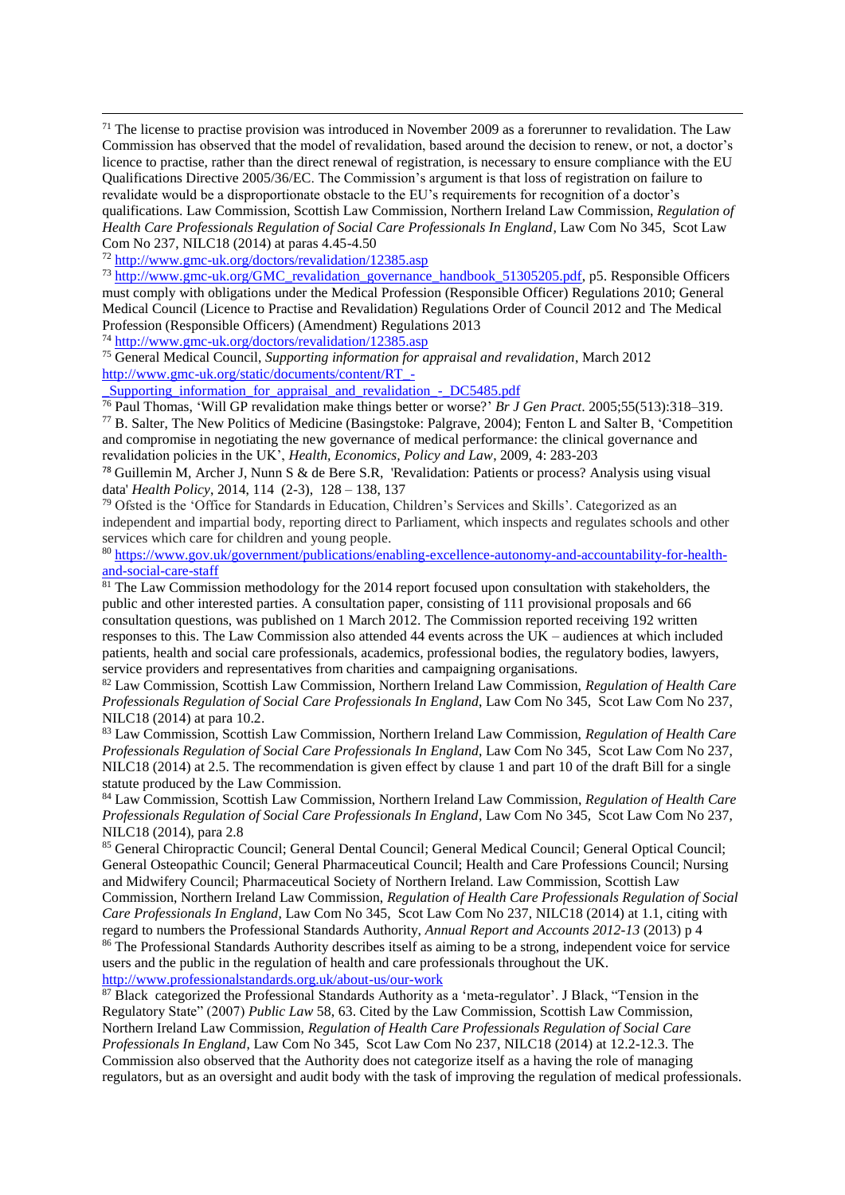[71] The license to practise provision was introduced in November 2009 as a forerunner to revalidation. The Law Commission has observed that the model of revalidation, based around the decision to renew, or not, a doctor's licence to practise, rather than the direct renewal of registration, is necessary to ensure compliance with the EU Qualifications Directive 2005/36/EC. The Commission's argument is that loss of registration on failure to revalidate would be a disproportionate obstacle to the EU's requirements for recognition of a doctor's qualifications. Law Commission, Scottish Law Commission, Northern Ireland Law Commission, *Regulation of Health Care Professionals Regulation of Social Care Professionals In England*, Law Com No 345, Scot Law Com No 237, NILC18 (2014) at paras 4.45-4.50

[72] http://www.gmc-uk.org/doctors/revalidation/12385.asp

[73] http://www.gmc-uk.org/GMC_revalidation_governance_handbook_51305205.pdf, p5. Responsible Officers must comply with obligations under the Medical Profession (Responsible Officer) Regulations 2010; General Medical Council (Licence to Practise and Revalidation) Regulations Order of Council 2012 and The Medical Profession (Responsible Officers) (Amendment) Regulations 2013

[74] http://www.gmc-uk.org/doctors/revalidation/12385.asp

[75] General Medical Council, *Supporting information for appraisal and revalidation*, March 2012 http://www.gmc-uk.org/static/documents/content/RT_-_Supporting_information_for_appraisal_and_revalidation_-_DC5485.pdf

[76] Paul Thomas, 'Will GP revalidation make things better or worse?' *Br J Gen Pract*. 2005;55(513):318–319.

[77] B. Salter, The New Politics of Medicine (Basingstoke: Palgrave, 2004); Fenton L and Salter B, 'Competition and compromise in negotiating the new governance of medical performance: the clinical governance and revalidation policies in the UK', *Health, Economics, Policy and Law*, 2009, 4: 283-203

[78] Guillemin M, Archer J, Nunn S & de Bere S.R, 'Revalidation: Patients or process? Analysis using visual data' *Health Policy*, 2014, 114 (2-3), 128 – 138, 137

[79] Ofsted is the 'Office for Standards in Education, Children's Services and Skills'. Categorized as an independent and impartial body, reporting direct to Parliament, which inspects and regulates schools and other services which care for children and young people.

[80] https://www.gov.uk/government/publications/enabling-excellence-autonomy-and-accountability-for-health-and-social-care-staff

[81] The Law Commission methodology for the 2014 report focused upon consultation with stakeholders, the public and other interested parties. A consultation paper, consisting of 111 provisional proposals and 66 consultation questions, was published on 1 March 2012. The Commission reported receiving 192 written responses to this. The Law Commission also attended 44 events across the UK – audiences at which included patients, health and social care professionals, academics, professional bodies, the regulatory bodies, lawyers, service providers and representatives from charities and campaigning organisations.

[82] Law Commission, Scottish Law Commission, Northern Ireland Law Commission, *Regulation of Health Care Professionals Regulation of Social Care Professionals In England*, Law Com No 345, Scot Law Com No 237, NILC18 (2014) at para 10.2.

[83] Law Commission, Scottish Law Commission, Northern Ireland Law Commission, *Regulation of Health Care Professionals Regulation of Social Care Professionals In England*, Law Com No 345, Scot Law Com No 237, NILC18 (2014) at 2.5. The recommendation is given effect by clause 1 and part 10 of the draft Bill for a single statute produced by the Law Commission.

[84] Law Commission, Scottish Law Commission, Northern Ireland Law Commission, *Regulation of Health Care Professionals Regulation of Social Care Professionals In England*, Law Com No 345, Scot Law Com No 237, NILC18 (2014), para 2.8

[85] General Chiropractic Council; General Dental Council; General Medical Council; General Optical Council; General Osteopathic Council; General Pharmaceutical Council; Health and Care Professions Council; Nursing and Midwifery Council; Pharmaceutical Society of Northern Ireland. Law Commission, Scottish Law Commission, Northern Ireland Law Commission, *Regulation of Health Care Professionals Regulation of Social Care Professionals In England*, Law Com No 345, Scot Law Com No 237, NILC18 (2014) at 1.1, citing with regard to numbers the Professional Standards Authority, *Annual Report and Accounts 2012-13* (2013) p 4

[86] The Professional Standards Authority describes itself as aiming to be a strong, independent voice for service users and the public in the regulation of health and care professionals throughout the UK. http://www.professionalstandards.org.uk/about-us/our-work

[87] Black categorized the Professional Standards Authority as a 'meta-regulator'. J Black, "Tension in the Regulatory State" (2007) *Public Law* 58, 63. Cited by the Law Commission, Scottish Law Commission, Northern Ireland Law Commission, *Regulation of Health Care Professionals Regulation of Social Care Professionals In England*, Law Com No 345, Scot Law Com No 237, NILC18 (2014) at 12.2-12.3. The Commission also observed that the Authority does not categorize itself as a having the role of managing regulators, but as an oversight and audit body with the task of improving the regulation of medical professionals.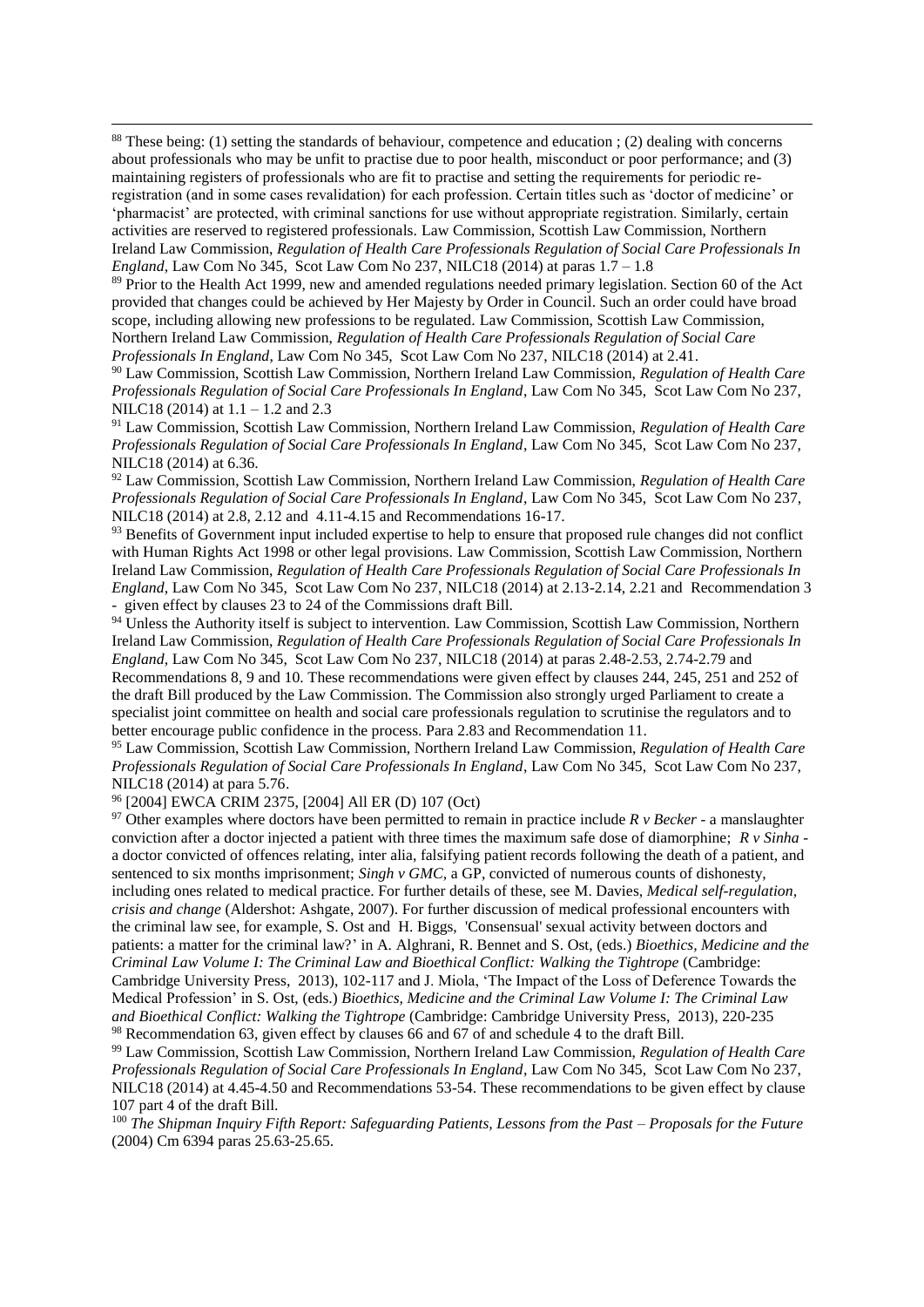[88] These being: (1) setting the standards of behaviour, competence and education ; (2) dealing with concerns about professionals who may be unfit to practise due to poor health, misconduct or poor performance; and (3) maintaining registers of professionals who are fit to practise and setting the requirements for periodic re-registration (and in some cases revalidation) for each profession. Certain titles such as 'doctor of medicine' or 'pharmacist' are protected, with criminal sanctions for use without appropriate registration. Similarly, certain activities are reserved to registered professionals. Law Commission, Scottish Law Commission, Northern Ireland Law Commission, *Regulation of Health Care Professionals Regulation of Social Care Professionals In England*, Law Com No 345, Scot Law Com No 237, NILC18 (2014) at paras 1.7 – 1.8

[89] Prior to the Health Act 1999, new and amended regulations needed primary legislation. Section 60 of the Act provided that changes could be achieved by Her Majesty by Order in Council. Such an order could have broad scope, including allowing new professions to be regulated. Law Commission, Scottish Law Commission, Northern Ireland Law Commission, *Regulation of Health Care Professionals Regulation of Social Care Professionals In England*, Law Com No 345, Scot Law Com No 237, NILC18 (2014) at 2.41.

[90] Law Commission, Scottish Law Commission, Northern Ireland Law Commission, *Regulation of Health Care Professionals Regulation of Social Care Professionals In England*, Law Com No 345, Scot Law Com No 237, NILC18 (2014) at 1.1 – 1.2 and 2.3

[91] Law Commission, Scottish Law Commission, Northern Ireland Law Commission, *Regulation of Health Care Professionals Regulation of Social Care Professionals In England*, Law Com No 345, Scot Law Com No 237, NILC18 (2014) at 6.36.

[92] Law Commission, Scottish Law Commission, Northern Ireland Law Commission, *Regulation of Health Care Professionals Regulation of Social Care Professionals In England*, Law Com No 345, Scot Law Com No 237, NILC18 (2014) at 2.8, 2.12 and 4.11-4.15 and Recommendations 16-17.

[93] Benefits of Government input included expertise to help to ensure that proposed rule changes did not conflict with Human Rights Act 1998 or other legal provisions. Law Commission, Scottish Law Commission, Northern Ireland Law Commission, *Regulation of Health Care Professionals Regulation of Social Care Professionals In England*, Law Com No 345, Scot Law Com No 237, NILC18 (2014) at 2.13-2.14, 2.21 and Recommendation 3 - given effect by clauses 23 to 24 of the Commissions draft Bill.

[94] Unless the Authority itself is subject to intervention. Law Commission, Scottish Law Commission, Northern Ireland Law Commission, *Regulation of Health Care Professionals Regulation of Social Care Professionals In England*, Law Com No 345, Scot Law Com No 237, NILC18 (2014) at paras 2.48-2.53, 2.74-2.79 and Recommendations 8, 9 and 10. These recommendations were given effect by clauses 244, 245, 251 and 252 of the draft Bill produced by the Law Commission. The Commission also strongly urged Parliament to create a specialist joint committee on health and social care professionals regulation to scrutinise the regulators and to better encourage public confidence in the process. Para 2.83 and Recommendation 11.

[95] Law Commission, Scottish Law Commission, Northern Ireland Law Commission, *Regulation of Health Care Professionals Regulation of Social Care Professionals In England*, Law Com No 345, Scot Law Com No 237, NILC18 (2014) at para 5.76.

[96] [2004] EWCA CRIM 2375, [2004] All ER (D) 107 (Oct)

[97] Other examples where doctors have been permitted to remain in practice include *R v Becker* - a manslaughter conviction after a doctor injected a patient with three times the maximum safe dose of diamorphine; *R v Sinha* - a doctor convicted of offences relating, inter alia, falsifying patient records following the death of a patient, and sentenced to six months imprisonment; *Singh v GMC*, a GP, convicted of numerous counts of dishonesty, including ones related to medical practice. For further details of these, see M. Davies, *Medical self-regulation, crisis and change* (Aldershot: Ashgate, 2007). For further discussion of medical professional encounters with the criminal law see, for example, S. Ost and H. Biggs, 'Consensual' sexual activity between doctors and patients: a matter for the criminal law?' in A. Alghrani, R. Bennet and S. Ost, (eds.) *Bioethics, Medicine and the Criminal Law Volume I: The Criminal Law and Bioethical Conflict: Walking the Tightrope* (Cambridge: Cambridge University Press, 2013), 102-117 and J. Miola, 'The Impact of the Loss of Deference Towards the Medical Profession' in S. Ost, (eds.) *Bioethics, Medicine and the Criminal Law Volume I: The Criminal Law and Bioethical Conflict: Walking the Tightrope* (Cambridge: Cambridge University Press, 2013), 220-235

[98] Recommendation 63, given effect by clauses 66 and 67 of and schedule 4 to the draft Bill.

[99] Law Commission, Scottish Law Commission, Northern Ireland Law Commission, *Regulation of Health Care Professionals Regulation of Social Care Professionals In England*, Law Com No 345, Scot Law Com No 237, NILC18 (2014) at 4.45-4.50 and Recommendations 53-54. These recommendations to be given effect by clause 107 part 4 of the draft Bill.

[100] *The Shipman Inquiry Fifth Report: Safeguarding Patients, Lessons from the Past – Proposals for the Future* (2004) Cm 6394 paras 25.63-25.65.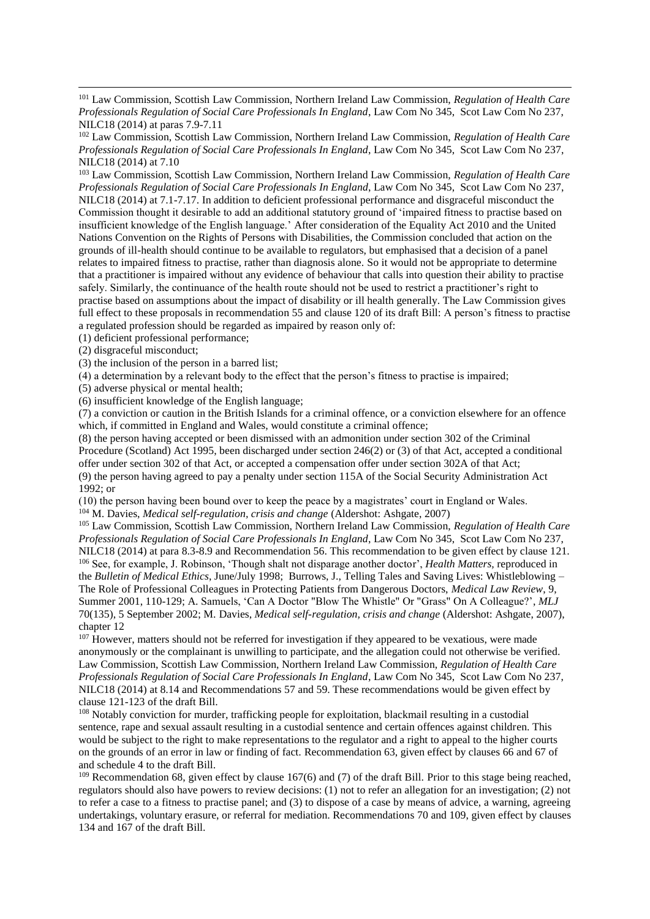[101] Law Commission, Scottish Law Commission, Northern Ireland Law Commission, *Regulation of Health Care Professionals Regulation of Social Care Professionals In England*, Law Com No 345, Scot Law Com No 237, NILC18 (2014) at paras 7.9-7.11

[102] Law Commission, Scottish Law Commission, Northern Ireland Law Commission, *Regulation of Health Care Professionals Regulation of Social Care Professionals In England*, Law Com No 345, Scot Law Com No 237, NILC18 (2014) at 7.10

[103] Law Commission, Scottish Law Commission, Northern Ireland Law Commission, *Regulation of Health Care Professionals Regulation of Social Care Professionals In England*, Law Com No 345, Scot Law Com No 237, NILC18 (2014) at 7.1-7.17. In addition to deficient professional performance and disgraceful misconduct the Commission thought it desirable to add an additional statutory ground of 'impaired fitness to practise based on insufficient knowledge of the English language.' After consideration of the Equality Act 2010 and the United Nations Convention on the Rights of Persons with Disabilities, the Commission concluded that action on the grounds of ill-health should continue to be available to regulators, but emphasised that a decision of a panel relates to impaired fitness to practise, rather than diagnosis alone. So it would not be appropriate to determine that a practitioner is impaired without any evidence of behaviour that calls into question their ability to practise safely. Similarly, the continuance of the health route should not be used to restrict a practitioner's right to practise based on assumptions about the impact of disability or ill health generally. The Law Commission gives full effect to these proposals in recommendation 55 and clause 120 of its draft Bill: A person's fitness to practise a regulated profession should be regarded as impaired by reason only of:

(1) deficient professional performance;
(2) disgraceful misconduct;
(3) the inclusion of the person in a barred list;
(4) a determination by a relevant body to the effect that the person's fitness to practise is impaired;
(5) adverse physical or mental health;
(6) insufficient knowledge of the English language;
(7) a conviction or caution in the British Islands for a criminal offence, or a conviction elsewhere for an offence which, if committed in England and Wales, would constitute a criminal offence;
(8) the person having accepted or been dismissed with an admonition under section 302 of the Criminal Procedure (Scotland) Act 1995, been discharged under section 246(2) or (3) of that Act, accepted a conditional offer under section 302 of that Act, or accepted a compensation offer under section 302A of that Act;
(9) the person having agreed to pay a penalty under section 115A of the Social Security Administration Act 1992; or
(10) the person having been bound over to keep the peace by a magistrates' court in England or Wales.

[104] M. Davies, *Medical self-regulation, crisis and change* (Aldershot: Ashgate, 2007)

[105] Law Commission, Scottish Law Commission, Northern Ireland Law Commission, *Regulation of Health Care Professionals Regulation of Social Care Professionals In England*, Law Com No 345, Scot Law Com No 237, NILC18 (2014) at para 8.3-8.9 and Recommendation 56. This recommendation to be given effect by clause 121.

[106] See, for example, J. Robinson, 'Though shalt not disparage another doctor', *Health Matters,* reproduced in the *Bulletin of Medical Ethics*, June/July 1998; Burrows, J., Telling Tales and Saving Lives: Whistleblowing – The Role of Professional Colleagues in Protecting Patients from Dangerous Doctors, *Medical Law Review*, 9, Summer 2001, 110-129; A. Samuels, 'Can A Doctor "Blow The Whistle" Or "Grass" On A Colleague?', *MLJ* 70(135), 5 September 2002; M. Davies, *Medical self-regulation, crisis and change* (Aldershot: Ashgate, 2007), chapter 12

[107] However, matters should not be referred for investigation if they appeared to be vexatious, were made anonymously or the complainant is unwilling to participate, and the allegation could not otherwise be verified. Law Commission, Scottish Law Commission, Northern Ireland Law Commission, *Regulation of Health Care Professionals Regulation of Social Care Professionals In England*, Law Com No 345, Scot Law Com No 237, NILC18 (2014) at 8.14 and Recommendations 57 and 59. These recommendations would be given effect by clause 121-123 of the draft Bill.

[108] Notably conviction for murder, trafficking people for exploitation, blackmail resulting in a custodial sentence, rape and sexual assault resulting in a custodial sentence and certain offences against children. This would be subject to the right to make representations to the regulator and a right to appeal to the higher courts on the grounds of an error in law or finding of fact. Recommendation 63, given effect by clauses 66 and 67 of and schedule 4 to the draft Bill.

[109] Recommendation 68, given effect by clause 167(6) and (7) of the draft Bill. Prior to this stage being reached, regulators should also have powers to review decisions: (1) not to refer an allegation for an investigation; (2) not to refer a case to a fitness to practise panel; and (3) to dispose of a case by means of advice, a warning, agreeing undertakings, voluntary erasure, or referral for mediation. Recommendations 70 and 109, given effect by clauses 134 and 167 of the draft Bill.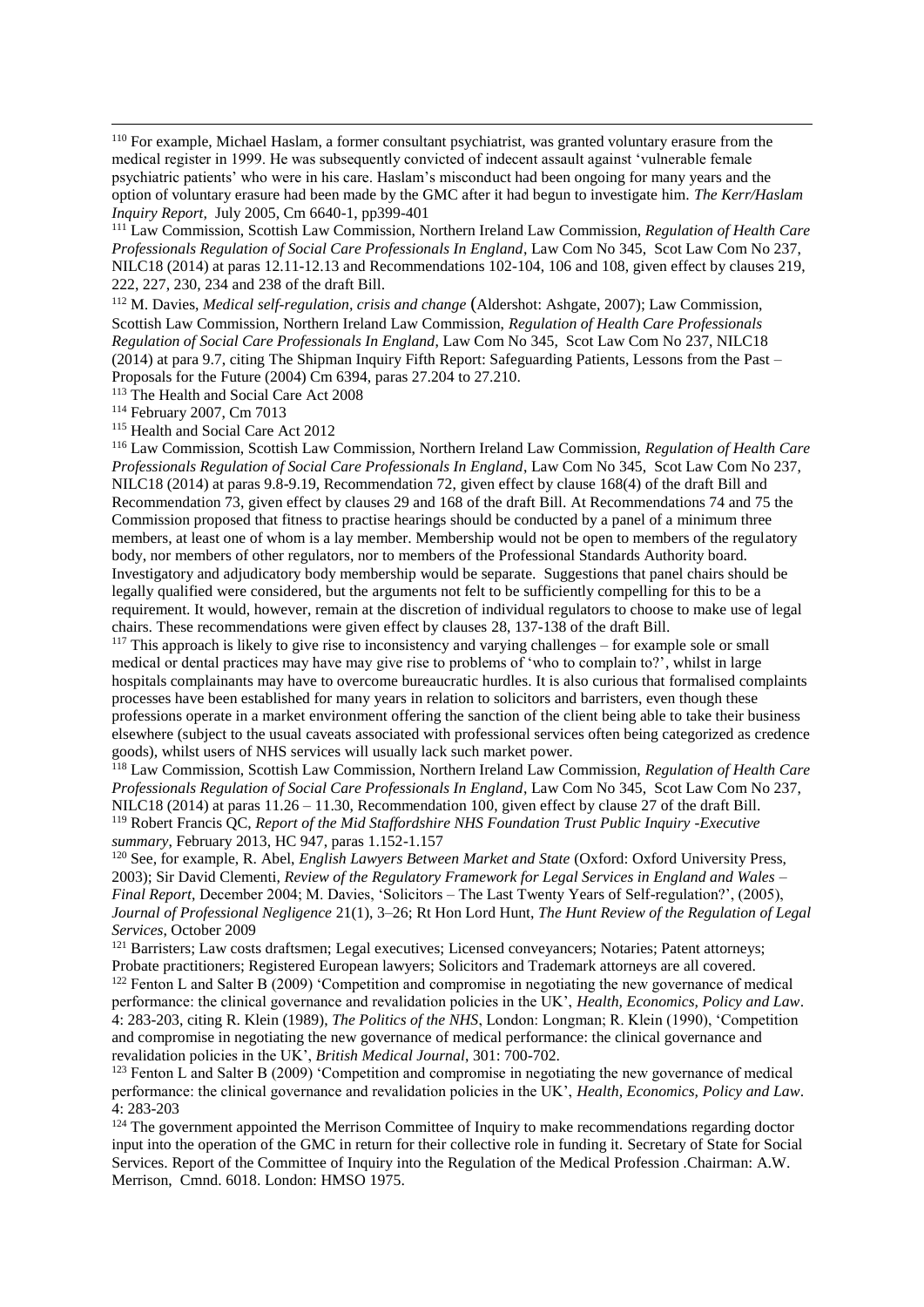[110] For example, Michael Haslam, a former consultant psychiatrist, was granted voluntary erasure from the medical register in 1999. He was subsequently convicted of indecent assault against 'vulnerable female psychiatric patients' who were in his care. Haslam's misconduct had been ongoing for many years and the option of voluntary erasure had been made by the GMC after it had begun to investigate him. *The Kerr/Haslam Inquiry Report,* July 2005, Cm 6640-1, pp399-401

[111] Law Commission, Scottish Law Commission, Northern Ireland Law Commission, *Regulation of Health Care Professionals Regulation of Social Care Professionals In England*, Law Com No 345, Scot Law Com No 237, NILC18 (2014) at paras 12.11-12.13 and Recommendations 102-104, 106 and 108, given effect by clauses 219, 222, 227, 230, 234 and 238 of the draft Bill.

[112] M. Davies, *Medical self-regulation, crisis and change* (Aldershot: Ashgate, 2007); Law Commission, Scottish Law Commission, Northern Ireland Law Commission, *Regulation of Health Care Professionals Regulation of Social Care Professionals In England*, Law Com No 345, Scot Law Com No 237, NILC18 (2014) at para 9.7, citing The Shipman Inquiry Fifth Report: Safeguarding Patients, Lessons from the Past – Proposals for the Future (2004) Cm 6394, paras 27.204 to 27.210.

[113] The Health and Social Care Act 2008

[114] February 2007, Cm 7013

[115] Health and Social Care Act 2012

[116] Law Commission, Scottish Law Commission, Northern Ireland Law Commission, *Regulation of Health Care Professionals Regulation of Social Care Professionals In England*, Law Com No 345, Scot Law Com No 237, NILC18 (2014) at paras 9.8-9.19, Recommendation 72, given effect by clause 168(4) of the draft Bill and Recommendation 73, given effect by clauses 29 and 168 of the draft Bill. At Recommendations 74 and 75 the Commission proposed that fitness to practise hearings should be conducted by a panel of a minimum three members, at least one of whom is a lay member. Membership would not be open to members of the regulatory body, nor members of other regulators, nor to members of the Professional Standards Authority board. Investigatory and adjudicatory body membership would be separate. Suggestions that panel chairs should be legally qualified were considered, but the arguments not felt to be sufficiently compelling for this to be a requirement. It would, however, remain at the discretion of individual regulators to choose to make use of legal chairs. These recommendations were given effect by clauses 28, 137-138 of the draft Bill.

[117] This approach is likely to give rise to inconsistency and varying challenges – for example sole or small medical or dental practices may have may give rise to problems of 'who to complain to?', whilst in large hospitals complainants may have to overcome bureaucratic hurdles. It is also curious that formalised complaints processes have been established for many years in relation to solicitors and barristers, even though these professions operate in a market environment offering the sanction of the client being able to take their business elsewhere (subject to the usual caveats associated with professional services often being categorized as credence goods), whilst users of NHS services will usually lack such market power.

[118] Law Commission, Scottish Law Commission, Northern Ireland Law Commission, *Regulation of Health Care Professionals Regulation of Social Care Professionals In England*, Law Com No 345, Scot Law Com No 237, NILC18 (2014) at paras 11.26 – 11.30, Recommendation 100, given effect by clause 27 of the draft Bill.

[119] Robert Francis QC, *Report of the Mid Staffordshire NHS Foundation Trust Public Inquiry -Executive summary*, February 2013, HC 947, paras 1.152-1.157

[120] See, for example, R. Abel, *English Lawyers Between Market and State* (Oxford: Oxford University Press, 2003); Sir David Clementi, *Review of the Regulatory Framework for Legal Services in England and Wales – Final Report*, December 2004; M. Davies, 'Solicitors – The Last Twenty Years of Self-regulation?', (2005), *Journal of Professional Negligence* 21(1), 3–26; Rt Hon Lord Hunt, *The Hunt Review of the Regulation of Legal Services,* October 2009

[121] Barristers; Law costs draftsmen; Legal executives; Licensed conveyancers; Notaries; Patent attorneys; Probate practitioners; Registered European lawyers; Solicitors and Trademark attorneys are all covered.

[122] Fenton L and Salter B (2009) 'Competition and compromise in negotiating the new governance of medical performance: the clinical governance and revalidation policies in the UK', *Health, Economics, Policy and Law*. 4: 283-203, citing R. Klein (1989), *The Politics of the NHS*, London: Longman; R. Klein (1990), 'Competition and compromise in negotiating the new governance of medical performance: the clinical governance and revalidation policies in the UK', *British Medical Journal*, 301: 700-702.

[123] Fenton L and Salter B (2009) 'Competition and compromise in negotiating the new governance of medical performance: the clinical governance and revalidation policies in the UK', *Health, Economics, Policy and Law*. 4: 283-203

[124] The government appointed the Merrison Committee of Inquiry to make recommendations regarding doctor input into the operation of the GMC in return for their collective role in funding it. Secretary of State for Social Services. Report of the Committee of Inquiry into the Regulation of the Medical Profession .Chairman: A.W. Merrison, Cmnd. 6018. London: HMSO 1975.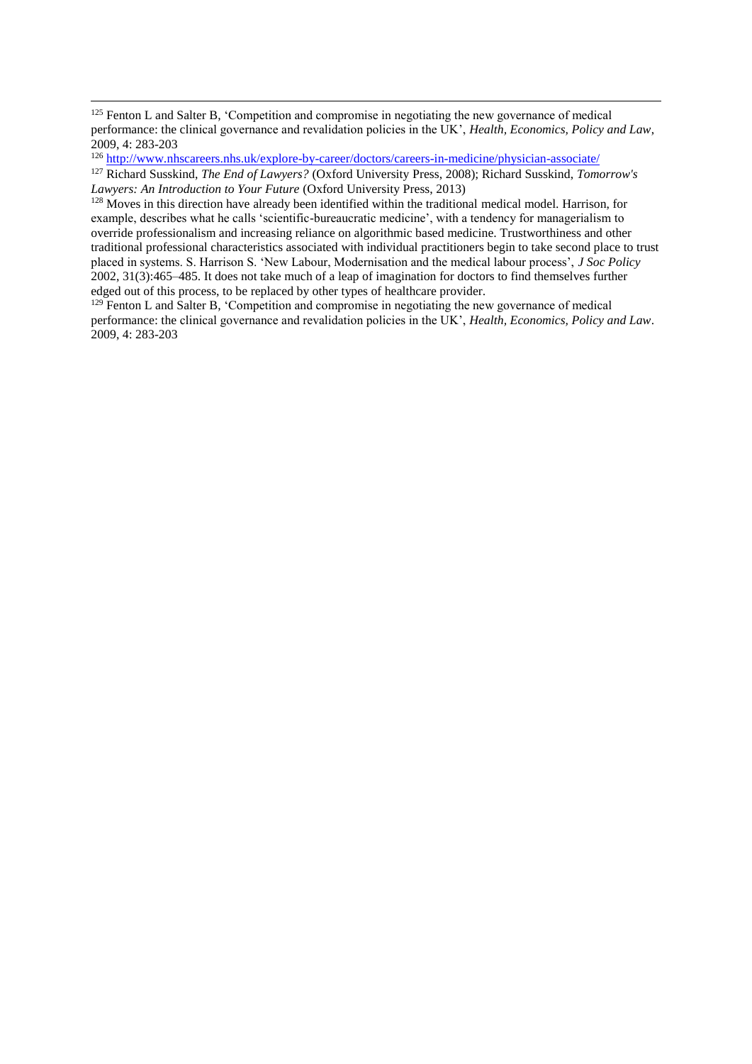[125] Fenton L and Salter B, 'Competition and compromise in negotiating the new governance of medical performance: the clinical governance and revalidation policies in the UK', *Health, Economics, Policy and Law*, 2009, 4: 283-203

[126] http://www.nhscareers.nhs.uk/explore-by-career/doctors/careers-in-medicine/physician-associate/

[127] Richard Susskind, *The End of Lawyers?* (Oxford University Press, 2008); Richard Susskind, *Tomorrow's Lawyers: An Introduction to Your Future* (Oxford University Press, 2013)

[128] Moves in this direction have already been identified within the traditional medical model. Harrison, for example, describes what he calls 'scientific-bureaucratic medicine', with a tendency for managerialism to override professionalism and increasing reliance on algorithmic based medicine. Trustworthiness and other traditional professional characteristics associated with individual practitioners begin to take second place to trust placed in systems. S. Harrison S. 'New Labour, Modernisation and the medical labour process', *J Soc Policy* 2002, 31(3):465–485. It does not take much of a leap of imagination for doctors to find themselves further edged out of this process, to be replaced by other types of healthcare provider.

[129] Fenton L and Salter B, 'Competition and compromise in negotiating the new governance of medical performance: the clinical governance and revalidation policies in the UK', *Health, Economics, Policy and Law*. 2009, 4: 283-203